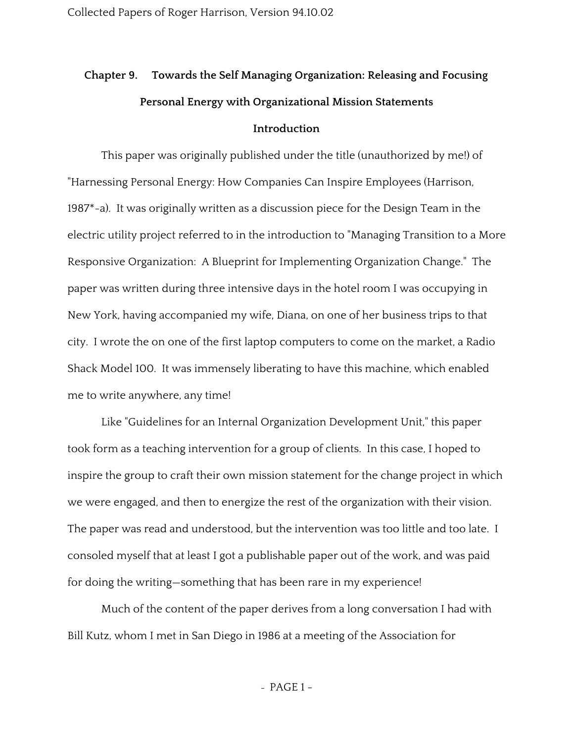# Chapter 9. Towards the Self Managing Organization: Releasing and Focusing Personal Energy with Organizational Mission Statements

## Introduction

This paper was originally published under the title (unauthorized by me!) of "Harnessing Personal Energy: How Companies Can Inspire Employees (Harrison, 1987*-a). It was originally written as a discussion piece for the Design Team in the electric utility project referred to in the introduction to "Managing Transition to a More Responsive Organization: A Blueprint for Implementing Organization Change." The paper was written during three intensive days in the hotel room I was occupying in New York, having accompanied my wife, Diana, on one of her business trips to that city. I wrote the on one of the first laptop computers to come on the market, a Radio Shack Model 100. It was immensely liberating to have this machine, which enabled me to write anywhere, any time!

Like "Guidelines for an Internal Organization Development Unit," this paper took form as a teaching intervention for a group of clients. In this case, I hoped to inspire the group to craft their own mission statement for the change project in which we were engaged, and then to energize the rest of the organization with their vision. The paper was read and understood, but the intervention was too little and too late. I consoled myself that at least I got a publishable paper out of the work, and was paid for doing the writing—something that has been rare in my experience!

Much of the content of the paper derives from a long conversation I had with Bill Kutz, whom I met in San Diego in 1986 at a meeting of the Association for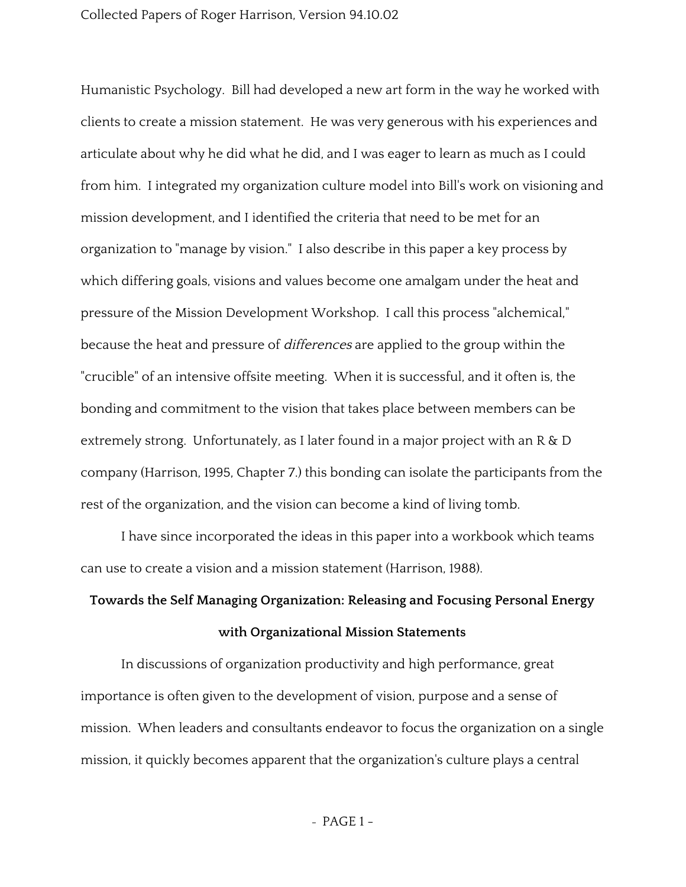Humanistic Psychology. Bill had developed a new art form in the way he worked with clients to create a mission statement. He was very generous with his experiences and articulate about why he did what he did, and I was eager to learn as much as I could from him. I integrated my organization culture model into Bill's work on visioning and mission development, and I identified the criteria that need to be met for an organization to "manage by vision." I also describe in this paper a key process by which differing goals, visions and values become one amalgam under the heat and pressure of the Mission Development Workshop. I call this process "alchemical," because the heat and pressure of *differences* are applied to the group within the "crucible" of an intensive offsite meeting. When it is successful, and it often is, the bonding and commitment to the vision that takes place between members can be extremely strong. Unfortunately, as I later found in a major project with an R & D company (Harrison, 1995, Chapter 7.) this bonding can isolate the participants from the rest of the organization, and the vision can become a kind of living tomb.

I have since incorporated the ideas in this paper into a workbook which teams can use to create a vision and a mission statement (Harrison, 1988).

## Towards the Self Managing Organization: Releasing and Focusing Personal Energy with Organizational Mission Statements

In discussions of organization productivity and high performance, great importance is often given to the development of vision, purpose and a sense of mission. When leaders and consultants endeavor to focus the organization on a single mission, it quickly becomes apparent that the organization's culture plays a central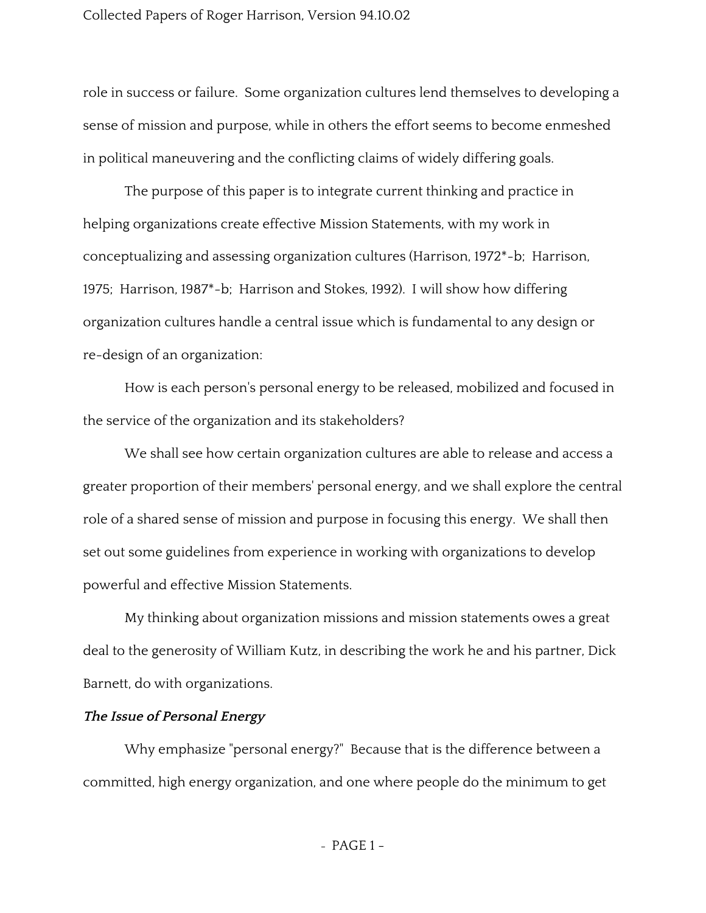role in success or failure. Some organization cultures lend themselves to developing a sense of mission and purpose, while in others the effort seems to become enmeshed in political maneuvering and the conflicting claims of widely differing goals.

The purpose of this paper is to integrate current thinking and practice in helping organizations create effective Mission Statements, with my work in conceptualizing and assessing organization cultures (Harrison, 1972*-b; Harrison, 1975; Harrison, 1987*-b; Harrison and Stokes, 1992). I will show how differing organization cultures handle a central issue which is fundamental to any design or re-design of an organization:

How is each person's personal energy to be released, mobilized and focused in the service of the organization and its stakeholders?

We shall see how certain organization cultures are able to release and access a greater proportion of their members' personal energy, and we shall explore the central role of a shared sense of mission and purpose in focusing this energy. We shall then set out some guidelines from experience in working with organizations to develop powerful and effective Mission Statements.

My thinking about organization missions and mission statements owes a great deal to the generosity of William Kutz, in describing the work he and his partner, Dick Barnett, do with organizations.

***The Issue of Personal Energy***

Why emphasize "personal energy?" Because that is the difference between a committed, high energy organization, and one where people do the minimum to get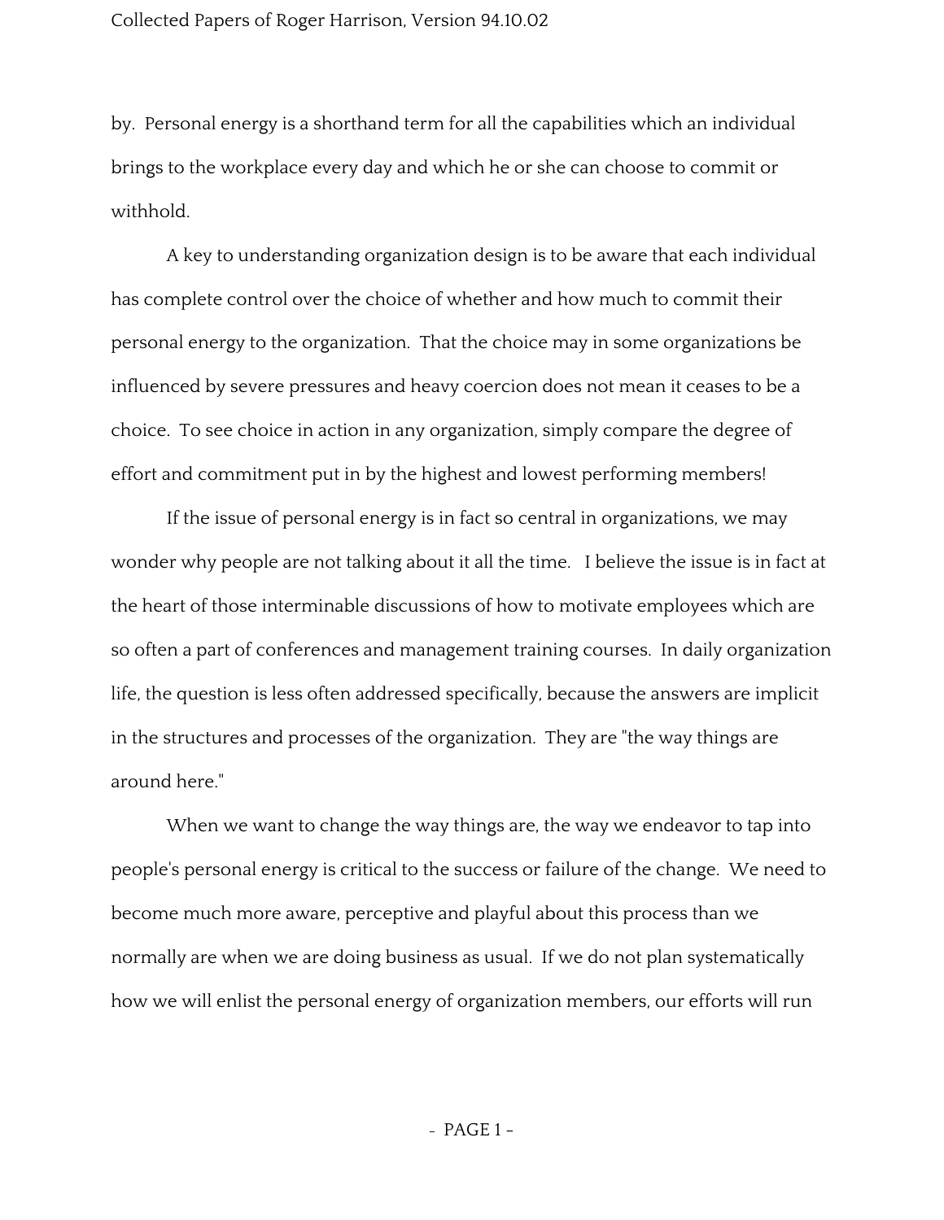by.  Personal energy is a shorthand term for all the capabilities which an individual brings to the workplace every day and which he or she can choose to commit or withhold.

A key to understanding organization design is to be aware that each individual has complete control over the choice of whether and how much to commit their personal energy to the organization.  That the choice may in some organizations be influenced by severe pressures and heavy coercion does not mean it ceases to be a choice.  To see choice in action in any organization, simply compare the degree of effort and commitment put in by the highest and lowest performing members!

If the issue of personal energy is in fact so central in organizations, we may wonder why people are not talking about it all the time.   I believe the issue is in fact at the heart of those interminable discussions of how to motivate employees which are so often a part of conferences and management training courses.  In daily organization life, the question is less often addressed specifically, because the answers are implicit in the structures and processes of the organization.  They are "the way things are around here."

When we want to change the way things are, the way we endeavor to tap into people's personal energy is critical to the success or failure of the change.  We need to become much more aware, perceptive and playful about this process than we normally are when we are doing business as usual.  If we do not plan systematically how we will enlist the personal energy of organization members, our efforts will run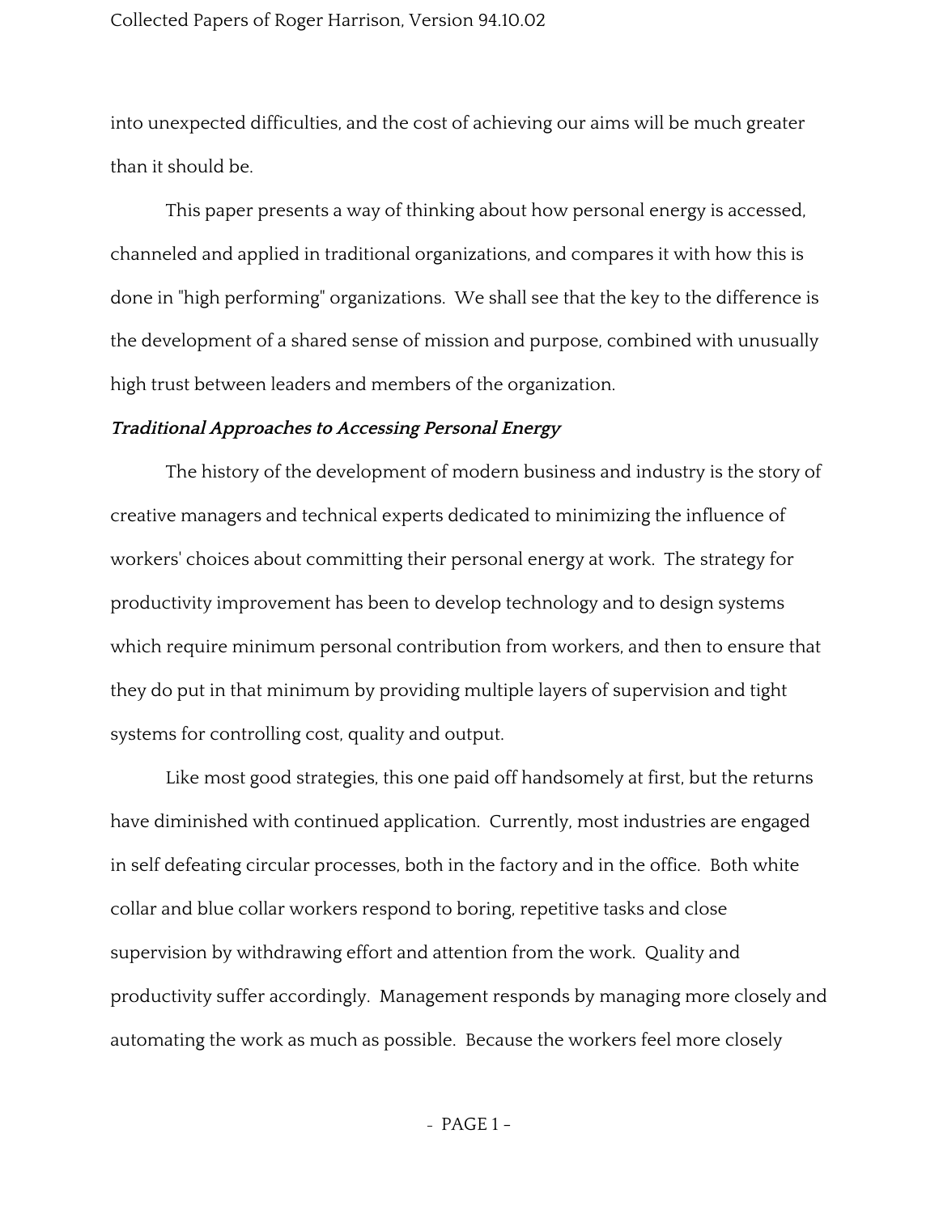into unexpected difficulties, and the cost of achieving our aims will be much greater than it should be.

This paper presents a way of thinking about how personal energy is accessed, channeled and applied in traditional organizations, and compares it with how this is done in "high performing" organizations. We shall see that the key to the difference is the development of a shared sense of mission and purpose, combined with unusually high trust between leaders and members of the organization.

### *Traditional Approaches to Accessing Personal Energy*

The history of the development of modern business and industry is the story of creative managers and technical experts dedicated to minimizing the influence of workers' choices about committing their personal energy at work. The strategy for productivity improvement has been to develop technology and to design systems which require minimum personal contribution from workers, and then to ensure that they do put in that minimum by providing multiple layers of supervision and tight systems for controlling cost, quality and output.

Like most good strategies, this one paid off handsomely at first, but the returns have diminished with continued application. Currently, most industries are engaged in self defeating circular processes, both in the factory and in the office. Both white collar and blue collar workers respond to boring, repetitive tasks and close supervision by withdrawing effort and attention from the work. Quality and productivity suffer accordingly. Management responds by managing more closely and automating the work as much as possible. Because the workers feel more closely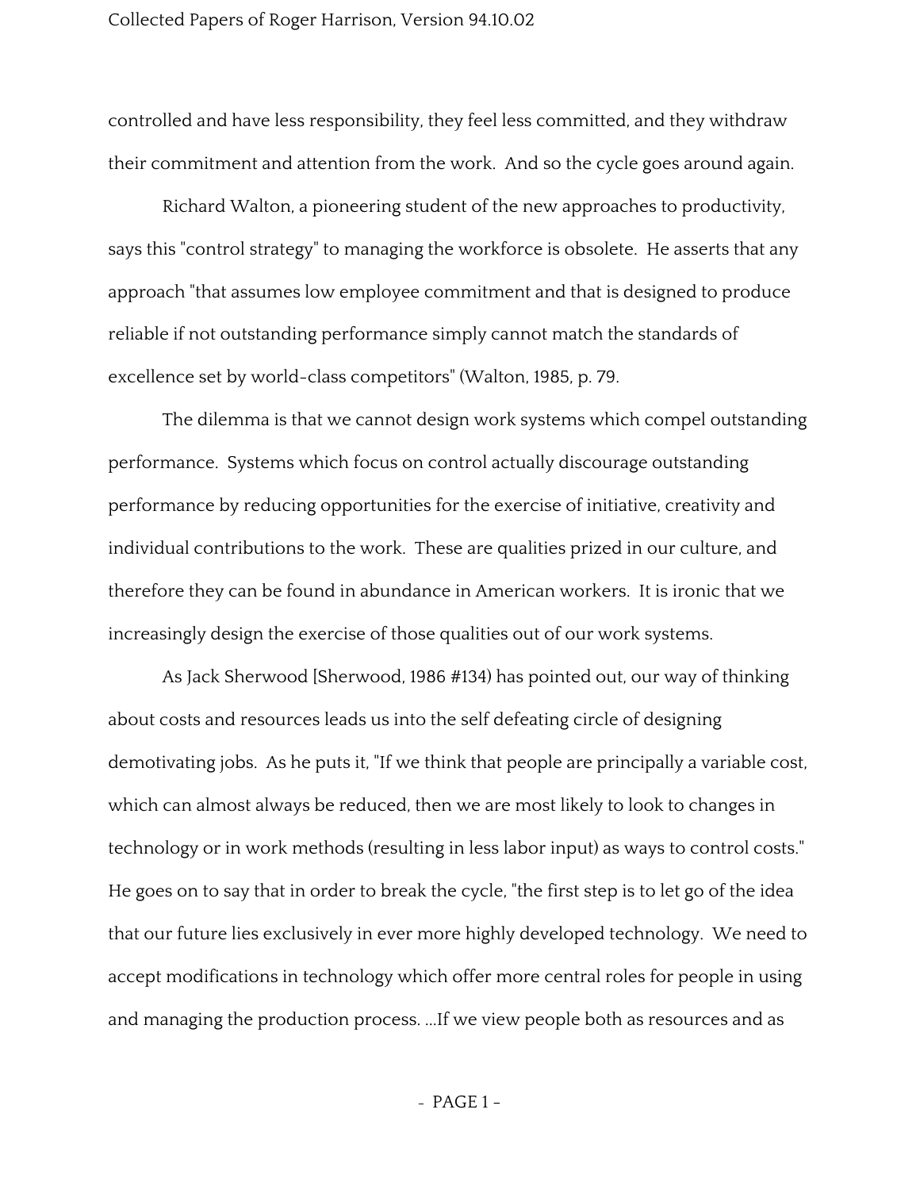controlled and have less responsibility, they feel less committed, and they withdraw their commitment and attention from the work. And so the cycle goes around again.

Richard Walton, a pioneering student of the new approaches to productivity, says this "control strategy" to managing the workforce is obsolete. He asserts that any approach "that assumes low employee commitment and that is designed to produce reliable if not outstanding performance simply cannot match the standards of excellence set by world-class competitors" (Walton, 1985, p. 79.

The dilemma is that we cannot design work systems which compel outstanding performance. Systems which focus on control actually discourage outstanding performance by reducing opportunities for the exercise of initiative, creativity and individual contributions to the work. These are qualities prized in our culture, and therefore they can be found in abundance in American workers. It is ironic that we increasingly design the exercise of those qualities out of our work systems.

As Jack Sherwood [Sherwood, 1986 #134) has pointed out, our way of thinking about costs and resources leads us into the self defeating circle of designing demotivating jobs. As he puts it, "If we think that people are principally a variable cost, which can almost always be reduced, then we are most likely to look to changes in technology or in work methods (resulting in less labor input) as ways to control costs." He goes on to say that in order to break the cycle, "the first step is to let go of the idea that our future lies exclusively in ever more highly developed technology. We need to accept modifications in technology which offer more central roles for people in using and managing the production process. ...If we view people both as resources and as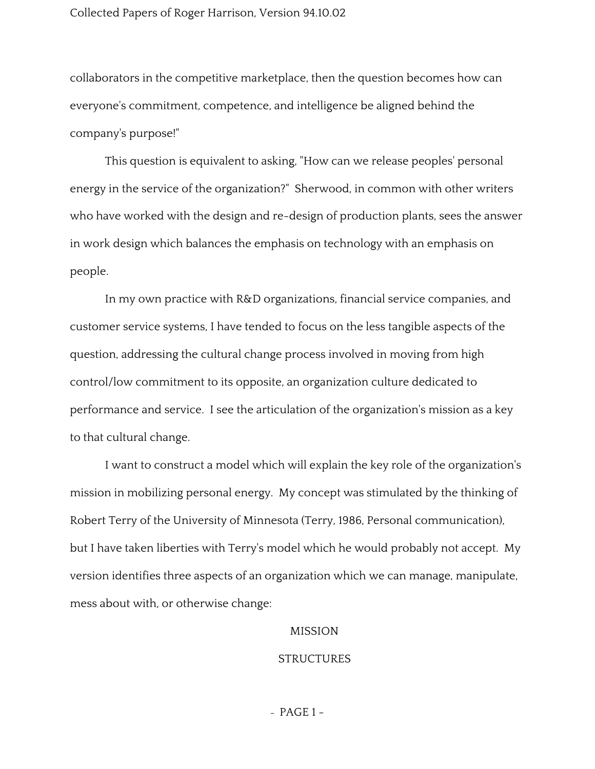collaborators in the competitive marketplace, then the question becomes how can everyone's commitment, competence, and intelligence be aligned behind the company's purpose!"

This question is equivalent to asking, "How can we release peoples' personal energy in the service of the organization?" Sherwood, in common with other writers who have worked with the design and re-design of production plants, sees the answer in work design which balances the emphasis on technology with an emphasis on people.

In my own practice with R&D organizations, financial service companies, and customer service systems, I have tended to focus on the less tangible aspects of the question, addressing the cultural change process involved in moving from high control/low commitment to its opposite, an organization culture dedicated to performance and service. I see the articulation of the organization's mission as a key to that cultural change.

I want to construct a model which will explain the key role of the organization's mission in mobilizing personal energy. My concept was stimulated by the thinking of Robert Terry of the University of Minnesota (Terry, 1986, Personal communication), but I have taken liberties with Terry's model which he would probably not accept. My version identifies three aspects of an organization which we can manage, manipulate, mess about with, or otherwise change:

MISSION

STRUCTURES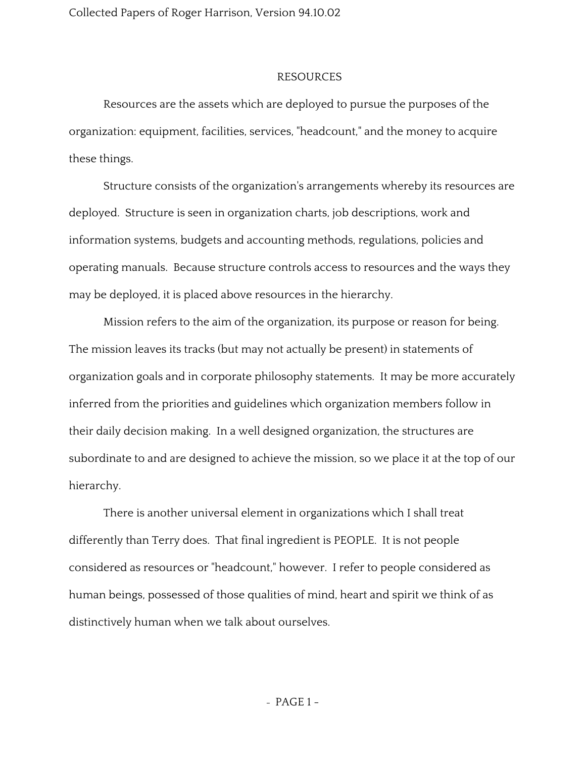## RESOURCES

Resources are the assets which are deployed to pursue the purposes of the organization: equipment, facilities, services, "headcount," and the money to acquire these things.

Structure consists of the organization's arrangements whereby its resources are deployed. Structure is seen in organization charts, job descriptions, work and information systems, budgets and accounting methods, regulations, policies and operating manuals. Because structure controls access to resources and the ways they may be deployed, it is placed above resources in the hierarchy.

Mission refers to the aim of the organization, its purpose or reason for being. The mission leaves its tracks (but may not actually be present) in statements of organization goals and in corporate philosophy statements. It may be more accurately inferred from the priorities and guidelines which organization members follow in their daily decision making. In a well designed organization, the structures are subordinate to and are designed to achieve the mission, so we place it at the top of our hierarchy.

There is another universal element in organizations which I shall treat differently than Terry does. That final ingredient is PEOPLE. It is not people considered as resources or "headcount," however. I refer to people considered as human beings, possessed of those qualities of mind, heart and spirit we think of as distinctively human when we talk about ourselves.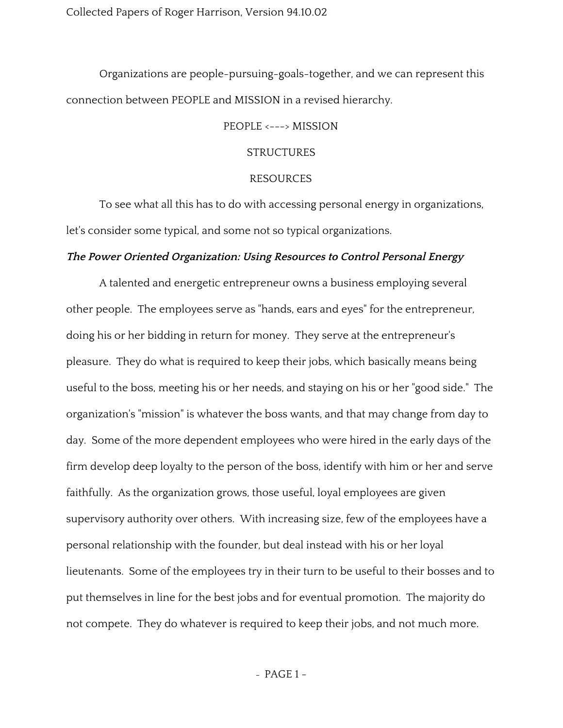Organizations are people-pursuing-goals-together, and we can represent this connection between PEOPLE and MISSION in a revised hierarchy.

PEOPLE <---> MISSION

STRUCTURES

RESOURCES

To see what all this has to do with accessing personal energy in organizations, let's consider some typical, and some not so typical organizations.

***The Power Oriented Organization: Using Resources to Control Personal Energy***

A talented and energetic entrepreneur owns a business employing several other people. The employees serve as "hands, ears and eyes" for the entrepreneur, doing his or her bidding in return for money. They serve at the entrepreneur's pleasure. They do what is required to keep their jobs, which basically means being useful to the boss, meeting his or her needs, and staying on his or her "good side." The organization's "mission" is whatever the boss wants, and that may change from day to day. Some of the more dependent employees who were hired in the early days of the firm develop deep loyalty to the person of the boss, identify with him or her and serve faithfully. As the organization grows, those useful, loyal employees are given supervisory authority over others. With increasing size, few of the employees have a personal relationship with the founder, but deal instead with his or her loyal lieutenants. Some of the employees try in their turn to be useful to their bosses and to put themselves in line for the best jobs and for eventual promotion. The majority do not compete. They do whatever is required to keep their jobs, and not much more.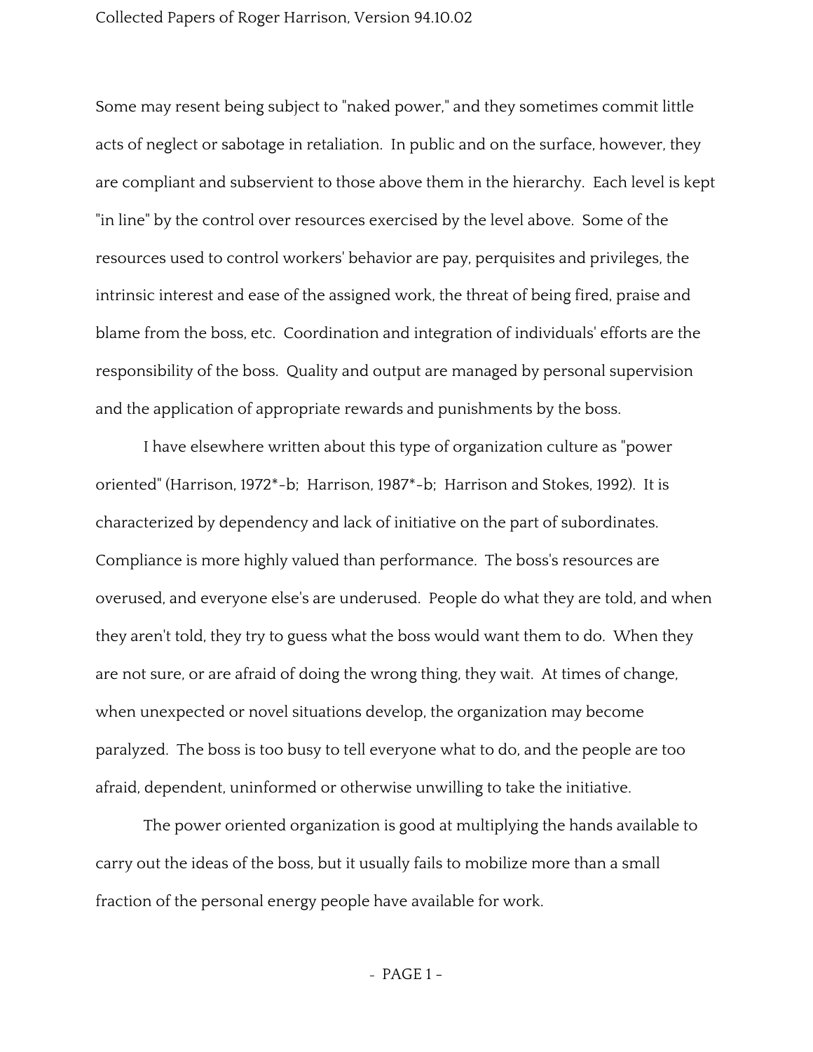Some may resent being subject to "naked power," and they sometimes commit little acts of neglect or sabotage in retaliation. In public and on the surface, however, they are compliant and subservient to those above them in the hierarchy. Each level is kept "in line" by the control over resources exercised by the level above. Some of the resources used to control workers' behavior are pay, perquisites and privileges, the intrinsic interest and ease of the assigned work, the threat of being fired, praise and blame from the boss, etc. Coordination and integration of individuals' efforts are the responsibility of the boss. Quality and output are managed by personal supervision and the application of appropriate rewards and punishments by the boss.

I have elsewhere written about this type of organization culture as "power oriented" (Harrison, 1972*-b; Harrison, 1987*-b; Harrison and Stokes, 1992). It is characterized by dependency and lack of initiative on the part of subordinates. Compliance is more highly valued than performance. The boss's resources are overused, and everyone else's are underused. People do what they are told, and when they aren't told, they try to guess what the boss would want them to do. When they are not sure, or are afraid of doing the wrong thing, they wait. At times of change, when unexpected or novel situations develop, the organization may become paralyzed. The boss is too busy to tell everyone what to do, and the people are too afraid, dependent, uninformed or otherwise unwilling to take the initiative.

The power oriented organization is good at multiplying the hands available to carry out the ideas of the boss, but it usually fails to mobilize more than a small fraction of the personal energy people have available for work.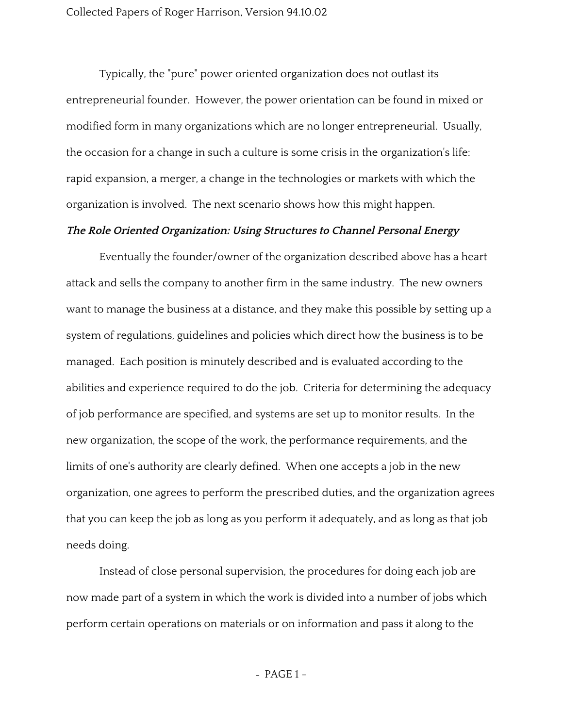Typically, the "pure" power oriented organization does not outlast its entrepreneurial founder. However, the power orientation can be found in mixed or modified form in many organizations which are no longer entrepreneurial. Usually, the occasion for a change in such a culture is some crisis in the organization's life: rapid expansion, a merger, a change in the technologies or markets with which the organization is involved. The next scenario shows how this might happen.

***The Role Oriented Organization: Using Structures to Channel Personal Energy***

Eventually the founder/owner of the organization described above has a heart attack and sells the company to another firm in the same industry. The new owners want to manage the business at a distance, and they make this possible by setting up a system of regulations, guidelines and policies which direct how the business is to be managed. Each position is minutely described and is evaluated according to the abilities and experience required to do the job. Criteria for determining the adequacy of job performance are specified, and systems are set up to monitor results. In the new organization, the scope of the work, the performance requirements, and the limits of one's authority are clearly defined. When one accepts a job in the new organization, one agrees to perform the prescribed duties, and the organization agrees that you can keep the job as long as you perform it adequately, and as long as that job needs doing.

Instead of close personal supervision, the procedures for doing each job are now made part of a system in which the work is divided into a number of jobs which perform certain operations on materials or on information and pass it along to the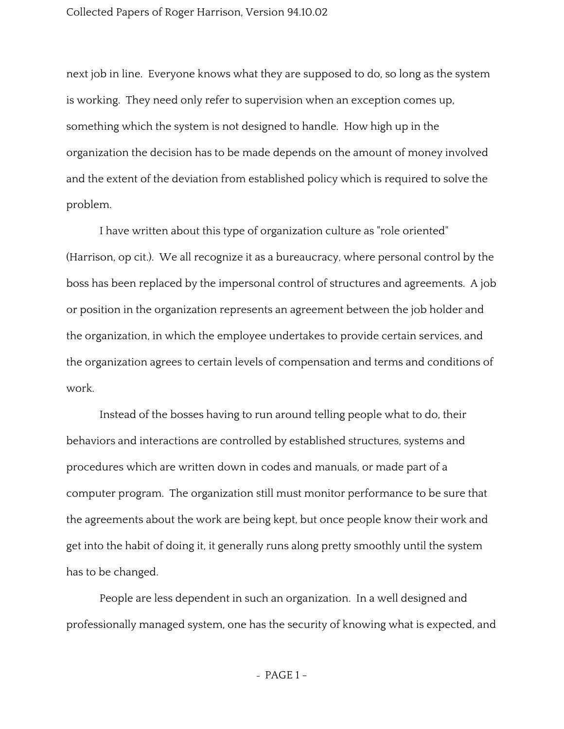next job in line. Everyone knows what they are supposed to do, so long as the system is working. They need only refer to supervision when an exception comes up, something which the system is not designed to handle. How high up in the organization the decision has to be made depends on the amount of money involved and the extent of the deviation from established policy which is required to solve the problem.

I have written about this type of organization culture as "role oriented" (Harrison, op cit.). We all recognize it as a bureaucracy, where personal control by the boss has been replaced by the impersonal control of structures and agreements. A job or position in the organization represents an agreement between the job holder and the organization, in which the employee undertakes to provide certain services, and the organization agrees to certain levels of compensation and terms and conditions of work.

Instead of the bosses having to run around telling people what to do, their behaviors and interactions are controlled by established structures, systems and procedures which are written down in codes and manuals, or made part of a computer program. The organization still must monitor performance to be sure that the agreements about the work are being kept, but once people know their work and get into the habit of doing it, it generally runs along pretty smoothly until the system has to be changed.

People are less dependent in such an organization. In a well designed and professionally managed system, one has the security of knowing what is expected, and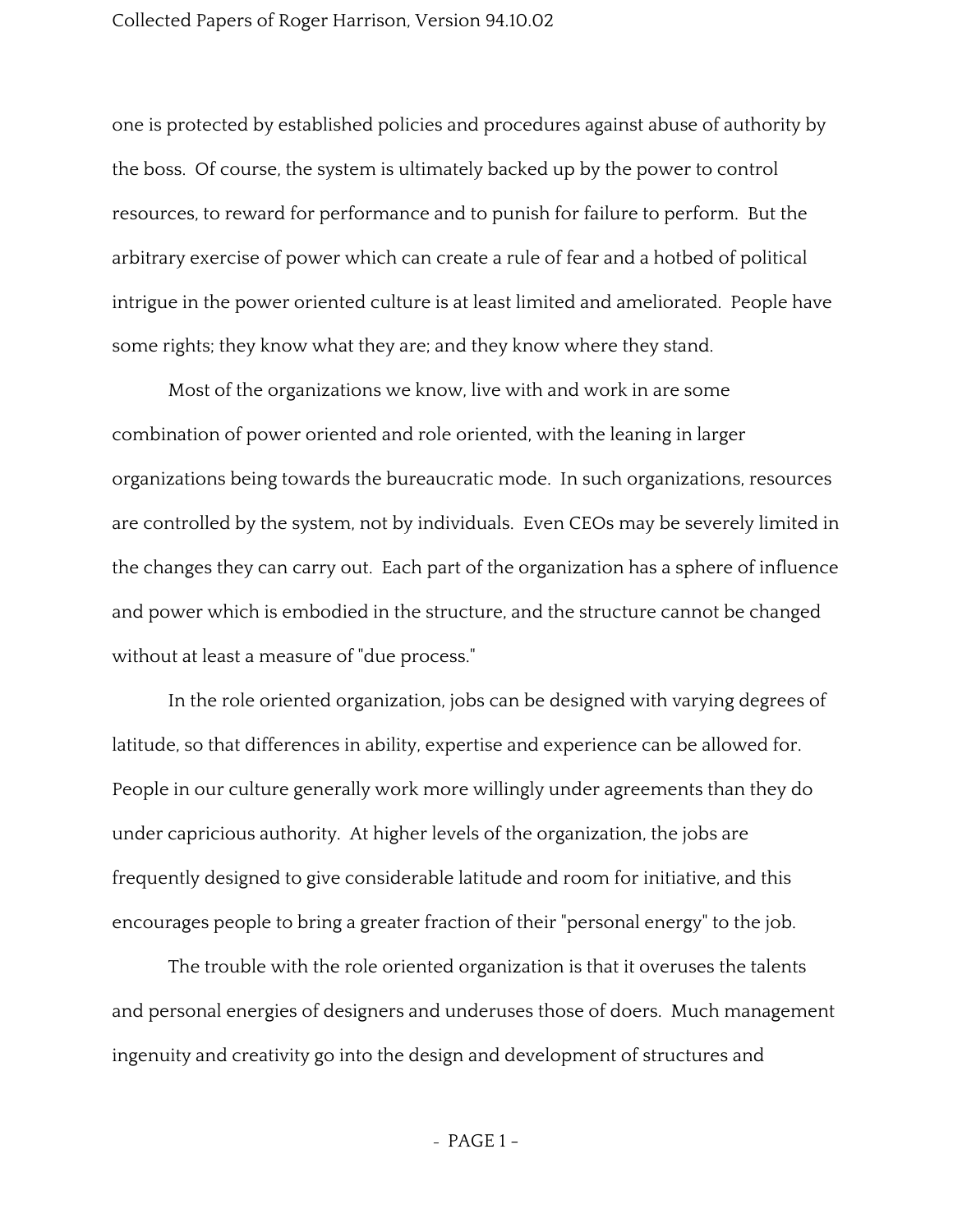one is protected by established policies and procedures against abuse of authority by the boss. Of course, the system is ultimately backed up by the power to control resources, to reward for performance and to punish for failure to perform. But the arbitrary exercise of power which can create a rule of fear and a hotbed of political intrigue in the power oriented culture is at least limited and ameliorated. People have some rights; they know what they are; and they know where they stand.

Most of the organizations we know, live with and work in are some combination of power oriented and role oriented, with the leaning in larger organizations being towards the bureaucratic mode. In such organizations, resources are controlled by the system, not by individuals. Even CEOs may be severely limited in the changes they can carry out. Each part of the organization has a sphere of influence and power which is embodied in the structure, and the structure cannot be changed without at least a measure of "due process."

In the role oriented organization, jobs can be designed with varying degrees of latitude, so that differences in ability, expertise and experience can be allowed for. People in our culture generally work more willingly under agreements than they do under capricious authority. At higher levels of the organization, the jobs are frequently designed to give considerable latitude and room for initiative, and this encourages people to bring a greater fraction of their "personal energy" to the job.

The trouble with the role oriented organization is that it overuses the talents and personal energies of designers and underuses those of doers. Much management ingenuity and creativity go into the design and development of structures and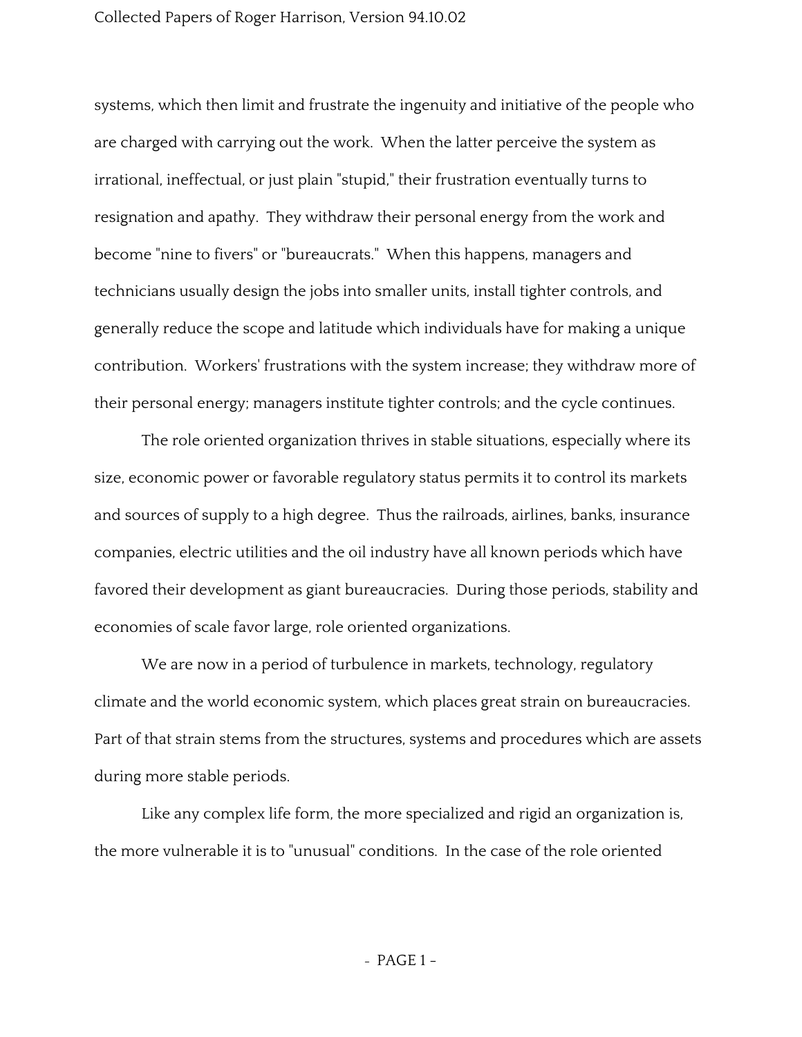systems, which then limit and frustrate the ingenuity and initiative of the people who are charged with carrying out the work. When the latter perceive the system as irrational, ineffectual, or just plain "stupid," their frustration eventually turns to resignation and apathy. They withdraw their personal energy from the work and become "nine to fivers" or "bureaucrats." When this happens, managers and technicians usually design the jobs into smaller units, install tighter controls, and generally reduce the scope and latitude which individuals have for making a unique contribution. Workers' frustrations with the system increase; they withdraw more of their personal energy; managers institute tighter controls; and the cycle continues.

The role oriented organization thrives in stable situations, especially where its size, economic power or favorable regulatory status permits it to control its markets and sources of supply to a high degree. Thus the railroads, airlines, banks, insurance companies, electric utilities and the oil industry have all known periods which have favored their development as giant bureaucracies. During those periods, stability and economies of scale favor large, role oriented organizations.

We are now in a period of turbulence in markets, technology, regulatory climate and the world economic system, which places great strain on bureaucracies. Part of that strain stems from the structures, systems and procedures which are assets during more stable periods.

Like any complex life form, the more specialized and rigid an organization is, the more vulnerable it is to "unusual" conditions. In the case of the role oriented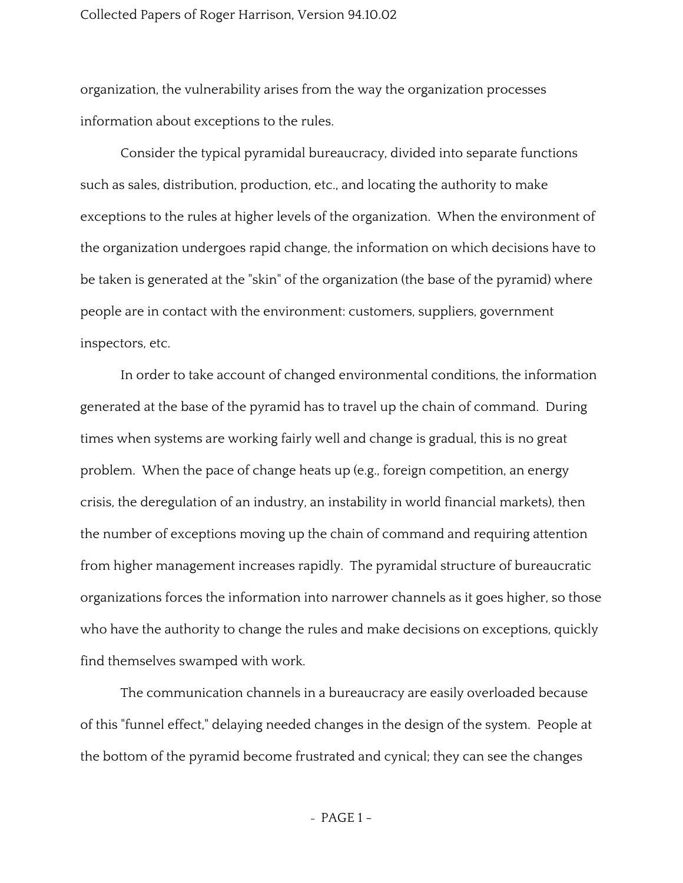organization, the vulnerability arises from the way the organization processes information about exceptions to the rules.

Consider the typical pyramidal bureaucracy, divided into separate functions such as sales, distribution, production, etc., and locating the authority to make exceptions to the rules at higher levels of the organization. When the environment of the organization undergoes rapid change, the information on which decisions have to be taken is generated at the "skin" of the organization (the base of the pyramid) where people are in contact with the environment: customers, suppliers, government inspectors, etc.

In order to take account of changed environmental conditions, the information generated at the base of the pyramid has to travel up the chain of command. During times when systems are working fairly well and change is gradual, this is no great problem. When the pace of change heats up (e.g., foreign competition, an energy crisis, the deregulation of an industry, an instability in world financial markets), then the number of exceptions moving up the chain of command and requiring attention from higher management increases rapidly. The pyramidal structure of bureaucratic organizations forces the information into narrower channels as it goes higher, so those who have the authority to change the rules and make decisions on exceptions, quickly find themselves swamped with work.

The communication channels in a bureaucracy are easily overloaded because of this "funnel effect," delaying needed changes in the design of the system. People at the bottom of the pyramid become frustrated and cynical; they can see the changes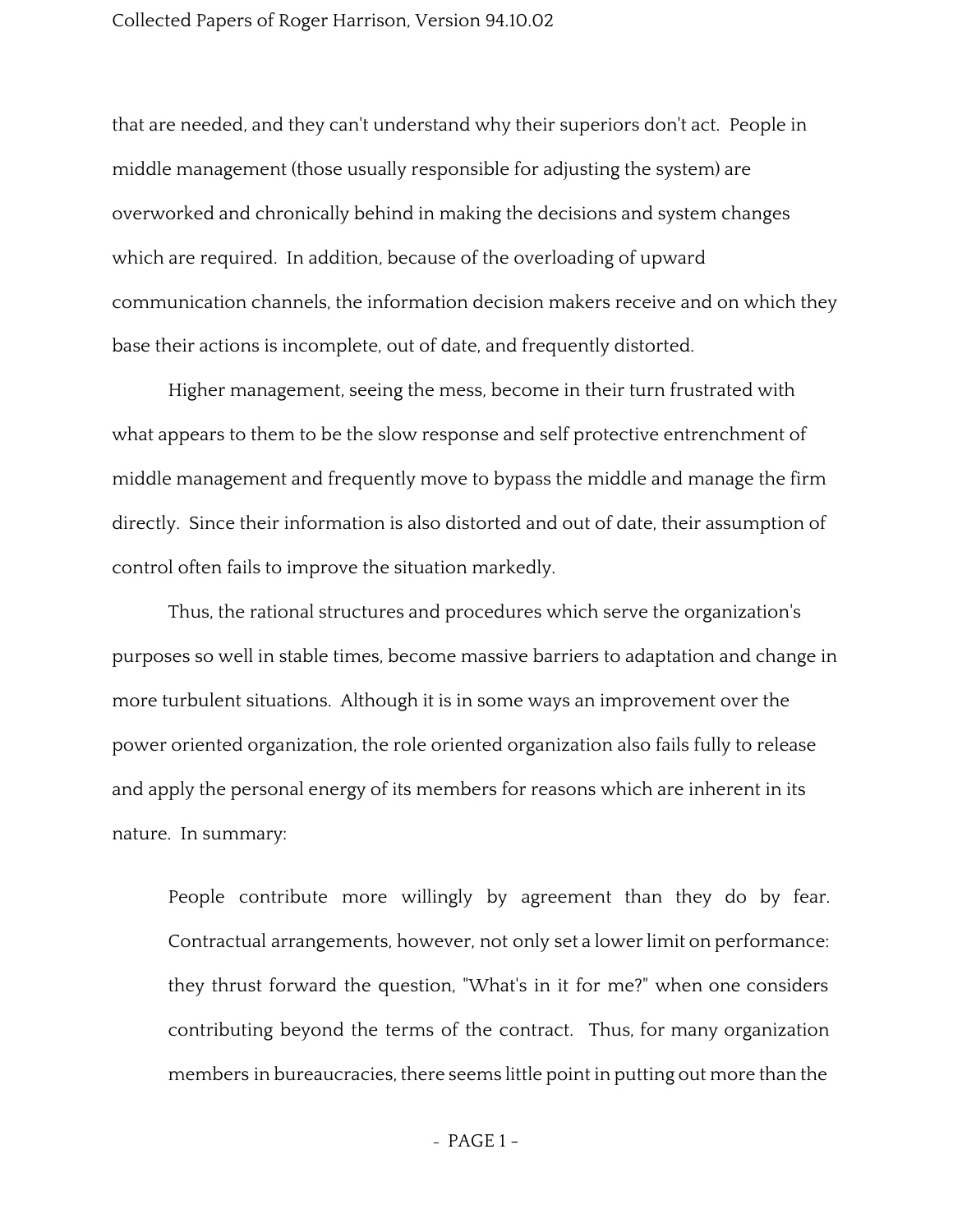that are needed, and they can't understand why their superiors don't act. People in middle management (those usually responsible for adjusting the system) are overworked and chronically behind in making the decisions and system changes which are required. In addition, because of the overloading of upward communication channels, the information decision makers receive and on which they base their actions is incomplete, out of date, and frequently distorted.

Higher management, seeing the mess, become in their turn frustrated with what appears to them to be the slow response and self protective entrenchment of middle management and frequently move to bypass the middle and manage the firm directly. Since their information is also distorted and out of date, their assumption of control often fails to improve the situation markedly.

Thus, the rational structures and procedures which serve the organization's purposes so well in stable times, become massive barriers to adaptation and change in more turbulent situations. Although it is in some ways an improvement over the power oriented organization, the role oriented organization also fails fully to release and apply the personal energy of its members for reasons which are inherent in its nature. In summary:

> People contribute more willingly by agreement than they do by fear. Contractual arrangements, however, not only set a lower limit on performance: they thrust forward the question, "What's in it for me?" when one considers contributing beyond the terms of the contract. Thus, for many organization members in bureaucracies, there seems little point in putting out more than the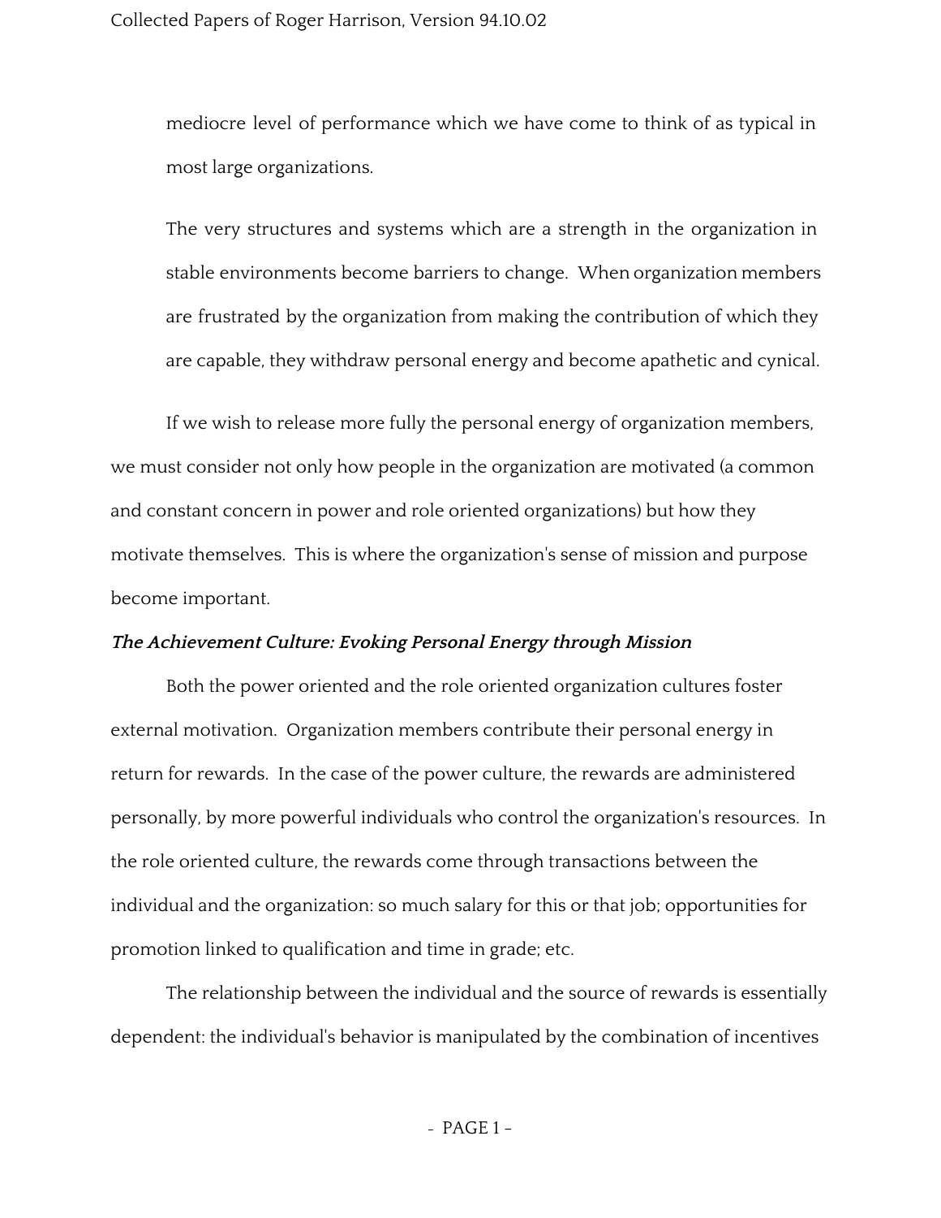mediocre level of performance which we have come to think of as typical in most large organizations.

The very structures and systems which are a strength in the organization in stable environments become barriers to change. When organization members are frustrated by the organization from making the contribution of which they are capable, they withdraw personal energy and become apathetic and cynical.

If we wish to release more fully the personal energy of organization members, we must consider not only how people in the organization are motivated (a common and constant concern in power and role oriented organizations) but how they motivate themselves. This is where the organization's sense of mission and purpose become important.

***The Achievement Culture: Evoking Personal Energy through Mission***

Both the power oriented and the role oriented organization cultures foster external motivation. Organization members contribute their personal energy in return for rewards. In the case of the power culture, the rewards are administered personally, by more powerful individuals who control the organization's resources. In the role oriented culture, the rewards come through transactions between the individual and the organization: so much salary for this or that job; opportunities for promotion linked to qualification and time in grade; etc.

The relationship between the individual and the source of rewards is essentially dependent: the individual's behavior is manipulated by the combination of incentives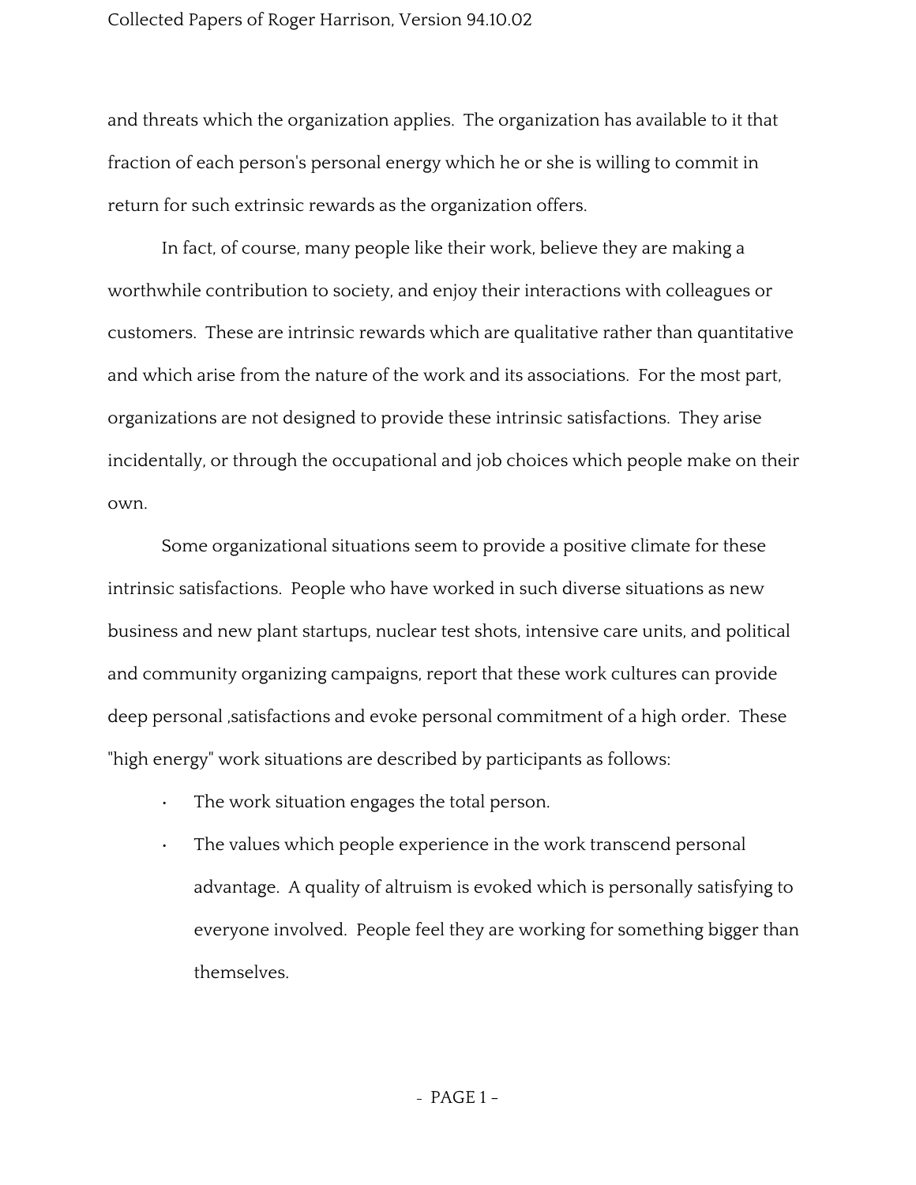and threats which the organization applies. The organization has available to it that fraction of each person's personal energy which he or she is willing to commit in return for such extrinsic rewards as the organization offers.

In fact, of course, many people like their work, believe they are making a worthwhile contribution to society, and enjoy their interactions with colleagues or customers. These are intrinsic rewards which are qualitative rather than quantitative and which arise from the nature of the work and its associations. For the most part, organizations are not designed to provide these intrinsic satisfactions. They arise incidentally, or through the occupational and job choices which people make on their own.

Some organizational situations seem to provide a positive climate for these intrinsic satisfactions. People who have worked in such diverse situations as new business and new plant startups, nuclear test shots, intensive care units, and political and community organizing campaigns, report that these work cultures can provide deep personal ,satisfactions and evoke personal commitment of a high order. These "high energy" work situations are described by participants as follows:

- The work situation engages the total person.
- The values which people experience in the work transcend personal advantage. A quality of altruism is evoked which is personally satisfying to everyone involved. People feel they are working for something bigger than themselves.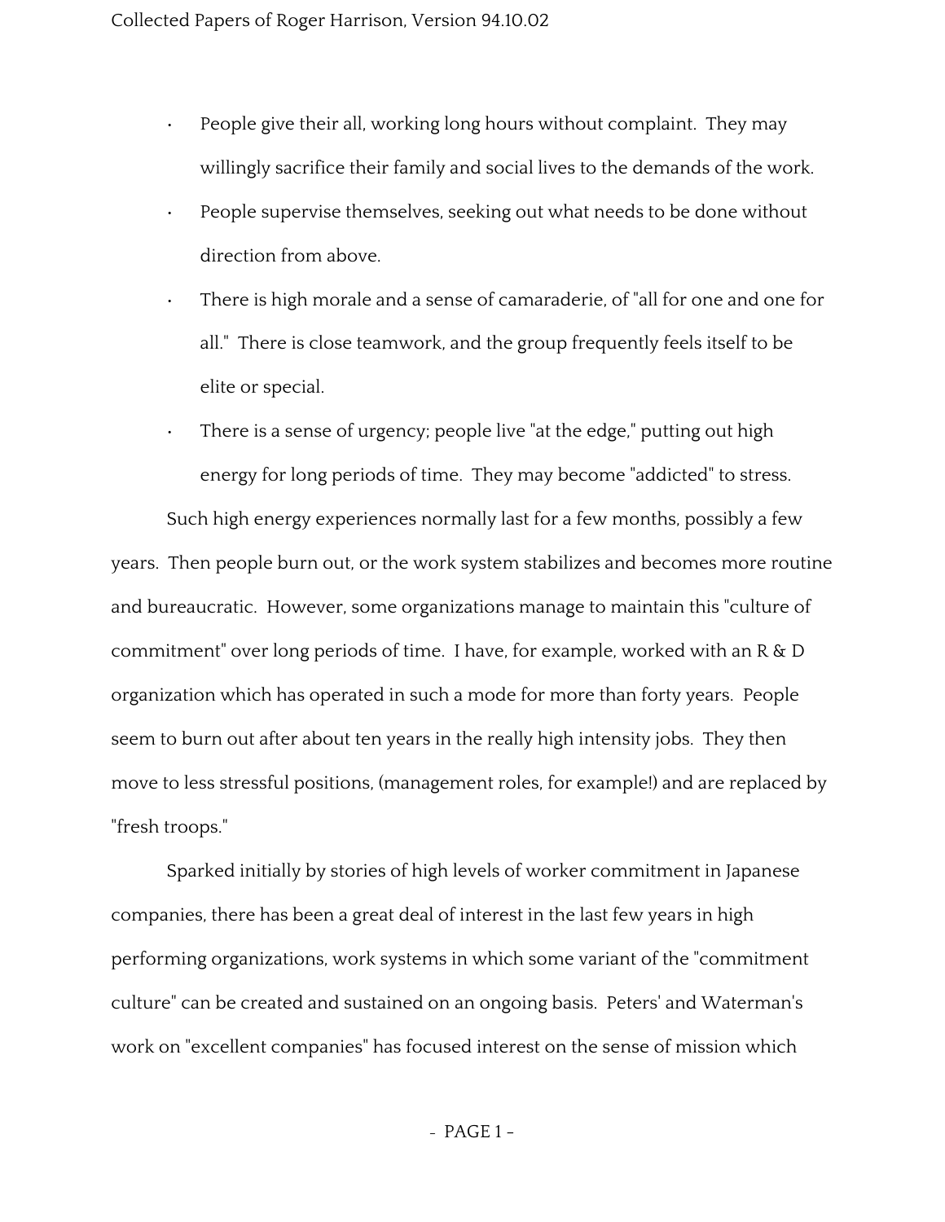- People give their all, working long hours without complaint. They may willingly sacrifice their family and social lives to the demands of the work.
- People supervise themselves, seeking out what needs to be done without direction from above.
- There is high morale and a sense of camaraderie, of "all for one and one for all." There is close teamwork, and the group frequently feels itself to be elite or special.
- There is a sense of urgency; people live "at the edge," putting out high energy for long periods of time. They may become "addicted" to stress.

Such high energy experiences normally last for a few months, possibly a few years. Then people burn out, or the work system stabilizes and becomes more routine and bureaucratic. However, some organizations manage to maintain this "culture of commitment" over long periods of time. I have, for example, worked with an R & D organization which has operated in such a mode for more than forty years. People seem to burn out after about ten years in the really high intensity jobs. They then move to less stressful positions, (management roles, for example!) and are replaced by "fresh troops."

Sparked initially by stories of high levels of worker commitment in Japanese companies, there has been a great deal of interest in the last few years in high performing organizations, work systems in which some variant of the "commitment culture" can be created and sustained on an ongoing basis. Peters' and Waterman's work on "excellent companies" has focused interest on the sense of mission which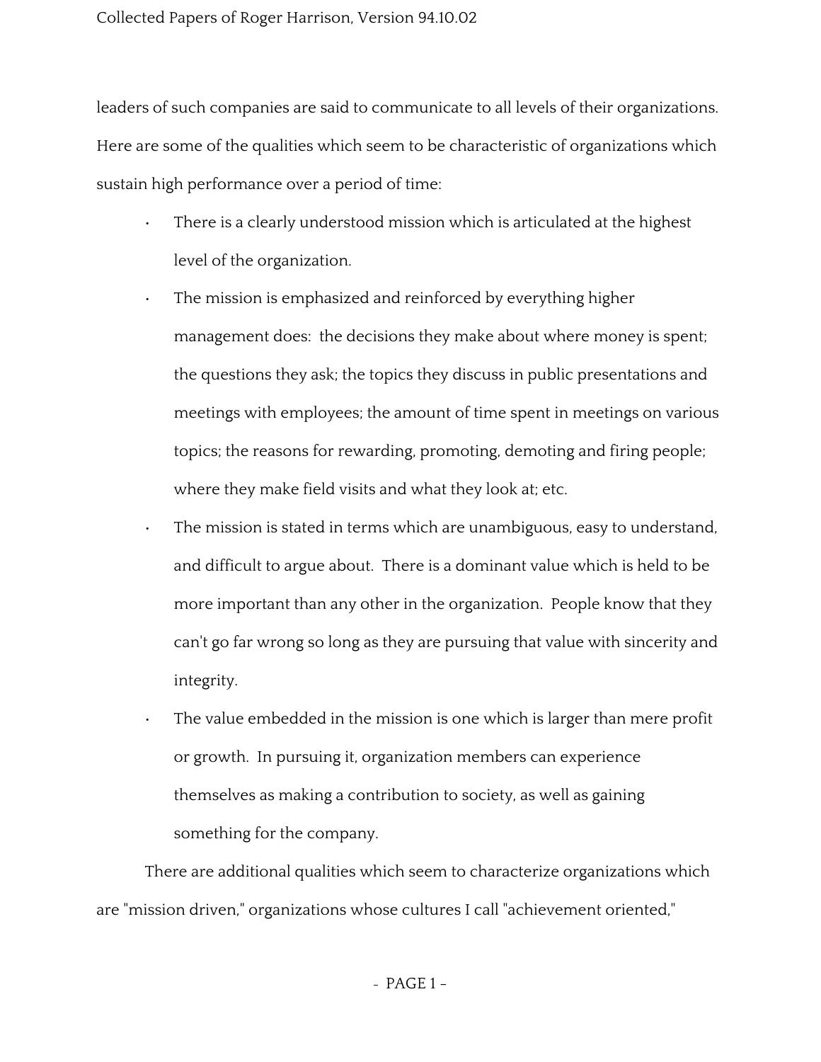leaders of such companies are said to communicate to all levels of their organizations. Here are some of the qualities which seem to be characteristic of organizations which sustain high performance over a period of time:

- There is a clearly understood mission which is articulated at the highest level of the organization.
- The mission is emphasized and reinforced by everything higher management does: the decisions they make about where money is spent; the questions they ask; the topics they discuss in public presentations and meetings with employees; the amount of time spent in meetings on various topics; the reasons for rewarding, promoting, demoting and firing people; where they make field visits and what they look at; etc.
- The mission is stated in terms which are unambiguous, easy to understand, and difficult to argue about. There is a dominant value which is held to be more important than any other in the organization. People know that they can't go far wrong so long as they are pursuing that value with sincerity and integrity.
- The value embedded in the mission is one which is larger than mere profit or growth. In pursuing it, organization members can experience themselves as making a contribution to society, as well as gaining something for the company.

There are additional qualities which seem to characterize organizations which are "mission driven," organizations whose cultures I call "achievement oriented,"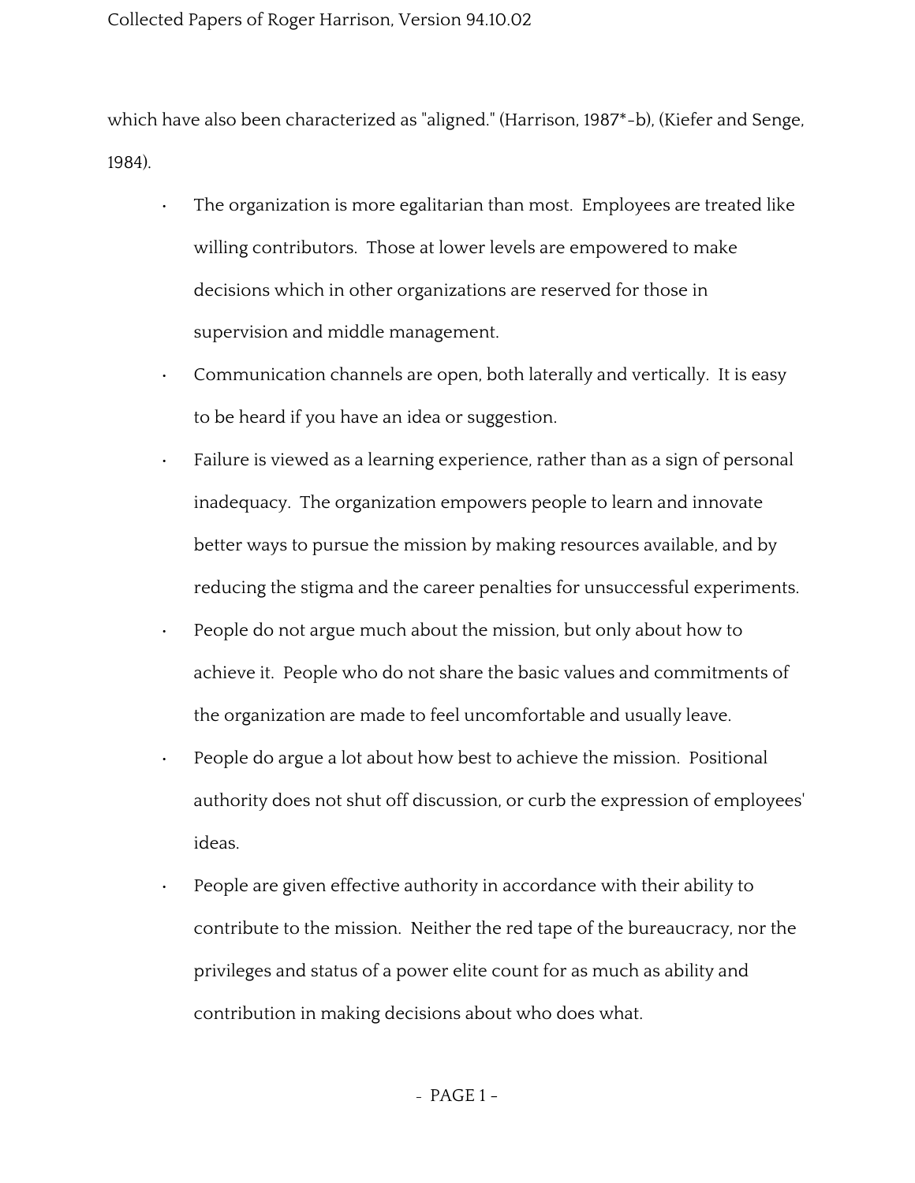which have also been characterized as "aligned." (Harrison, 1987*-b), (Kiefer and Senge, 1984).

- The organization is more egalitarian than most. Employees are treated like willing contributors. Those at lower levels are empowered to make decisions which in other organizations are reserved for those in supervision and middle management.
- Communication channels are open, both laterally and vertically. It is easy to be heard if you have an idea or suggestion.
- Failure is viewed as a learning experience, rather than as a sign of personal inadequacy. The organization empowers people to learn and innovate better ways to pursue the mission by making resources available, and by reducing the stigma and the career penalties for unsuccessful experiments.
- People do not argue much about the mission, but only about how to achieve it. People who do not share the basic values and commitments of the organization are made to feel uncomfortable and usually leave.
- People do argue a lot about how best to achieve the mission. Positional authority does not shut off discussion, or curb the expression of employees' ideas.
- People are given effective authority in accordance with their ability to contribute to the mission. Neither the red tape of the bureaucracy, nor the privileges and status of a power elite count for as much as ability and contribution in making decisions about who does what.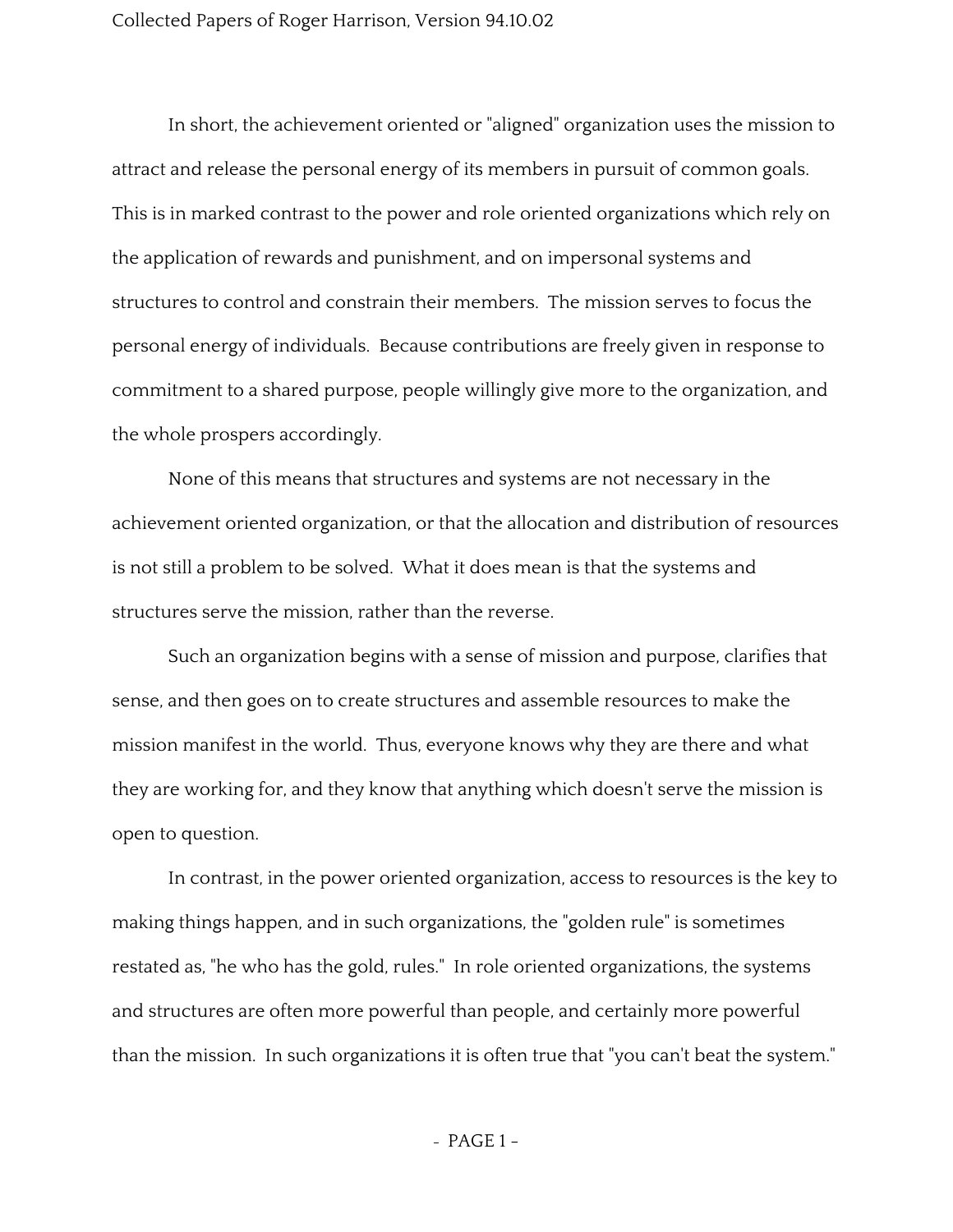In short, the achievement oriented or "aligned" organization uses the mission to attract and release the personal energy of its members in pursuit of common goals. This is in marked contrast to the power and role oriented organizations which rely on the application of rewards and punishment, and on impersonal systems and structures to control and constrain their members. The mission serves to focus the personal energy of individuals. Because contributions are freely given in response to commitment to a shared purpose, people willingly give more to the organization, and the whole prospers accordingly.

None of this means that structures and systems are not necessary in the achievement oriented organization, or that the allocation and distribution of resources is not still a problem to be solved. What it does mean is that the systems and structures serve the mission, rather than the reverse.

Such an organization begins with a sense of mission and purpose, clarifies that sense, and then goes on to create structures and assemble resources to make the mission manifest in the world. Thus, everyone knows why they are there and what they are working for, and they know that anything which doesn't serve the mission is open to question.

In contrast, in the power oriented organization, access to resources is the key to making things happen, and in such organizations, the "golden rule" is sometimes restated as, "he who has the gold, rules." In role oriented organizations, the systems and structures are often more powerful than people, and certainly more powerful than the mission. In such organizations it is often true that "you can't beat the system."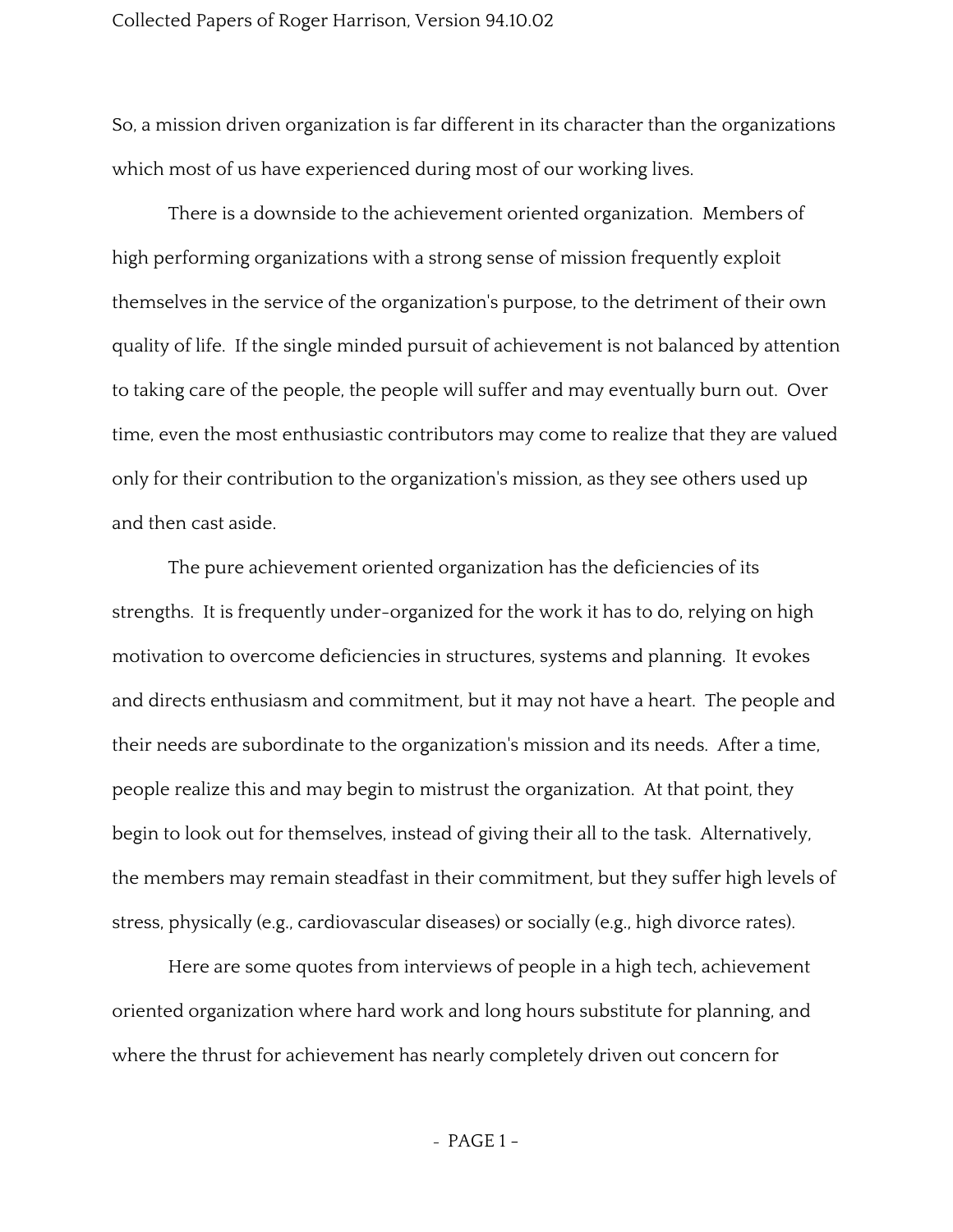So, a mission driven organization is far different in its character than the organizations which most of us have experienced during most of our working lives.

There is a downside to the achievement oriented organization. Members of high performing organizations with a strong sense of mission frequently exploit themselves in the service of the organization's purpose, to the detriment of their own quality of life. If the single minded pursuit of achievement is not balanced by attention to taking care of the people, the people will suffer and may eventually burn out. Over time, even the most enthusiastic contributors may come to realize that they are valued only for their contribution to the organization's mission, as they see others used up and then cast aside.

The pure achievement oriented organization has the deficiencies of its strengths. It is frequently under-organized for the work it has to do, relying on high motivation to overcome deficiencies in structures, systems and planning. It evokes and directs enthusiasm and commitment, but it may not have a heart. The people and their needs are subordinate to the organization's mission and its needs. After a time, people realize this and may begin to mistrust the organization. At that point, they begin to look out for themselves, instead of giving their all to the task. Alternatively, the members may remain steadfast in their commitment, but they suffer high levels of stress, physically (e.g., cardiovascular diseases) or socially (e.g., high divorce rates).

Here are some quotes from interviews of people in a high tech, achievement oriented organization where hard work and long hours substitute for planning, and where the thrust for achievement has nearly completely driven out concern for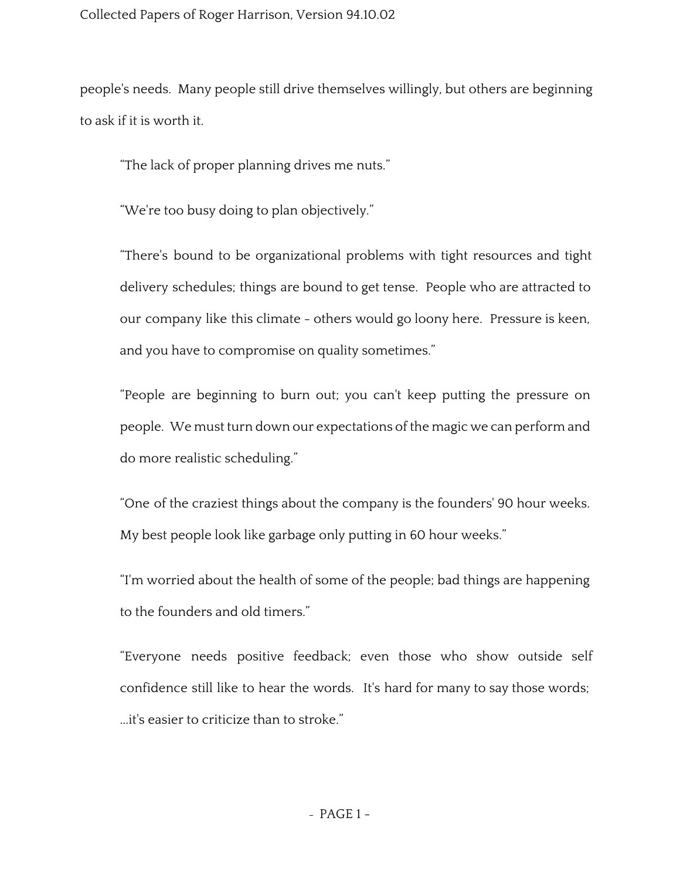people's needs. Many people still drive themselves willingly, but others are beginning to ask if it is worth it.

> "The lack of proper planning drives me nuts."
>
> "We're too busy doing to plan objectively."
>
> "There's bound to be organizational problems with tight resources and tight delivery schedules; things are bound to get tense. People who are attracted to our company like this climate - others would go loony here. Pressure is keen, and you have to compromise on quality sometimes."
>
> "People are beginning to burn out; you can't keep putting the pressure on people. We must turn down our expectations of the magic we can perform and do more realistic scheduling."
>
> "One of the craziest things about the company is the founders' 90 hour weeks. My best people look like garbage only putting in 60 hour weeks."
>
> "I'm worried about the health of some of the people; bad things are happening to the founders and old timers."
>
> "Everyone needs positive feedback; even those who show outside self confidence still like to hear the words. It's hard for many to say those words; ...it's easier to criticize than to stroke."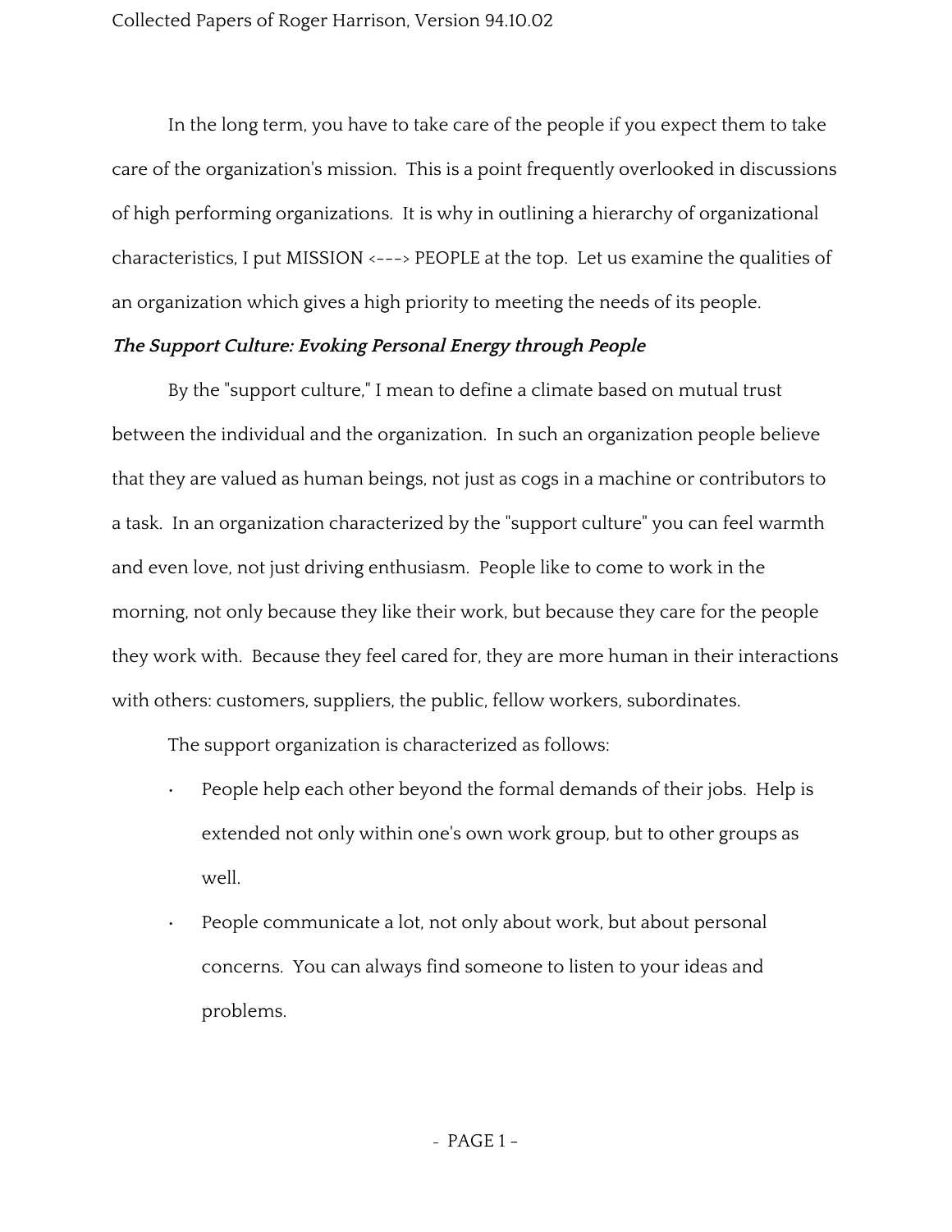In the long term, you have to take care of the people if you expect them to take care of the organization's mission. This is a point frequently overlooked in discussions of high performing organizations. It is why in outlining a hierarchy of organizational characteristics, I put MISSION <---> PEOPLE at the top. Let us examine the qualities of an organization which gives a high priority to meeting the needs of its people.

***The Support Culture: Evoking Personal Energy through People***

By the "support culture," I mean to define a climate based on mutual trust between the individual and the organization. In such an organization people believe that they are valued as human beings, not just as cogs in a machine or contributors to a task. In an organization characterized by the "support culture" you can feel warmth and even love, not just driving enthusiasm. People like to come to work in the morning, not only because they like their work, but because they care for the people they work with. Because they feel cared for, they are more human in their interactions with others: customers, suppliers, the public, fellow workers, subordinates.

The support organization is characterized as follows:

- People help each other beyond the formal demands of their jobs. Help is extended not only within one's own work group, but to other groups as well.
- People communicate a lot, not only about work, but about personal concerns. You can always find someone to listen to your ideas and problems.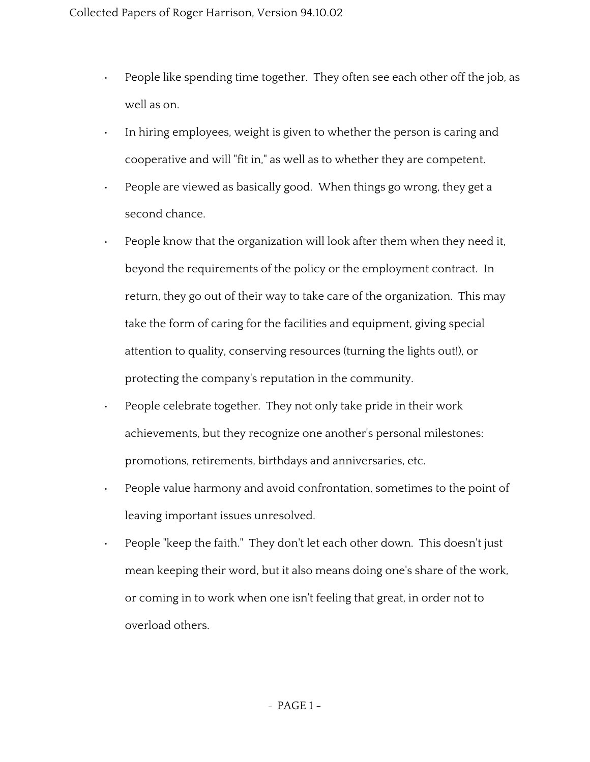- People like spending time together. They often see each other off the job, as well as on.
- In hiring employees, weight is given to whether the person is caring and cooperative and will "fit in," as well as to whether they are competent.
- People are viewed as basically good. When things go wrong, they get a second chance.
- People know that the organization will look after them when they need it, beyond the requirements of the policy or the employment contract. In return, they go out of their way to take care of the organization. This may take the form of caring for the facilities and equipment, giving special attention to quality, conserving resources (turning the lights out!), or protecting the company's reputation in the community.
- People celebrate together. They not only take pride in their work achievements, but they recognize one another's personal milestones: promotions, retirements, birthdays and anniversaries, etc.
- People value harmony and avoid confrontation, sometimes to the point of leaving important issues unresolved.
- People "keep the faith." They don't let each other down. This doesn't just mean keeping their word, but it also means doing one's share of the work, or coming in to work when one isn't feeling that great, in order not to overload others.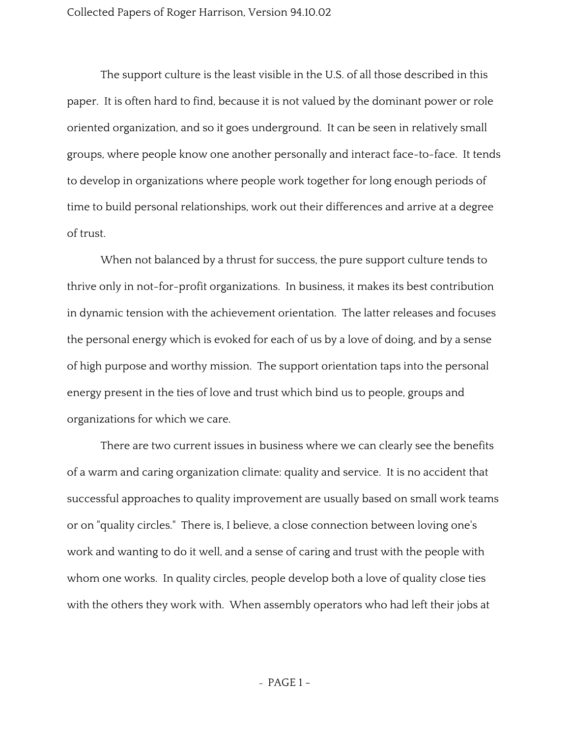The support culture is the least visible in the U.S. of all those described in this paper. It is often hard to find, because it is not valued by the dominant power or role oriented organization, and so it goes underground. It can be seen in relatively small groups, where people know one another personally and interact face-to-face. It tends to develop in organizations where people work together for long enough periods of time to build personal relationships, work out their differences and arrive at a degree of trust.

When not balanced by a thrust for success, the pure support culture tends to thrive only in not-for-profit organizations. In business, it makes its best contribution in dynamic tension with the achievement orientation. The latter releases and focuses the personal energy which is evoked for each of us by a love of doing, and by a sense of high purpose and worthy mission. The support orientation taps into the personal energy present in the ties of love and trust which bind us to people, groups and organizations for which we care.

There are two current issues in business where we can clearly see the benefits of a warm and caring organization climate: quality and service. It is no accident that successful approaches to quality improvement are usually based on small work teams or on "quality circles." There is, I believe, a close connection between loving one's work and wanting to do it well, and a sense of caring and trust with the people with whom one works. In quality circles, people develop both a love of quality close ties with the others they work with. When assembly operators who had left their jobs at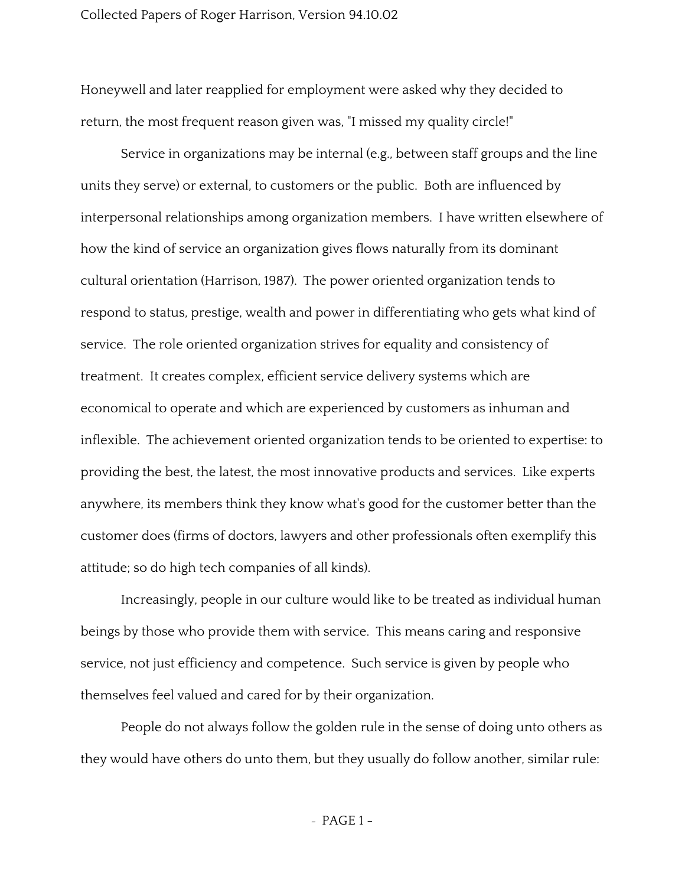Honeywell and later reapplied for employment were asked why they decided to return, the most frequent reason given was, "I missed my quality circle!"

Service in organizations may be internal (e.g., between staff groups and the line units they serve) or external, to customers or the public. Both are influenced by interpersonal relationships among organization members. I have written elsewhere of how the kind of service an organization gives flows naturally from its dominant cultural orientation (Harrison, 1987). The power oriented organization tends to respond to status, prestige, wealth and power in differentiating who gets what kind of service. The role oriented organization strives for equality and consistency of treatment. It creates complex, efficient service delivery systems which are economical to operate and which are experienced by customers as inhuman and inflexible. The achievement oriented organization tends to be oriented to expertise: to providing the best, the latest, the most innovative products and services. Like experts anywhere, its members think they know what's good for the customer better than the customer does (firms of doctors, lawyers and other professionals often exemplify this attitude; so do high tech companies of all kinds).

Increasingly, people in our culture would like to be treated as individual human beings by those who provide them with service. This means caring and responsive service, not just efficiency and competence. Such service is given by people who themselves feel valued and cared for by their organization.

People do not always follow the golden rule in the sense of doing unto others as they would have others do unto them, but they usually do follow another, similar rule: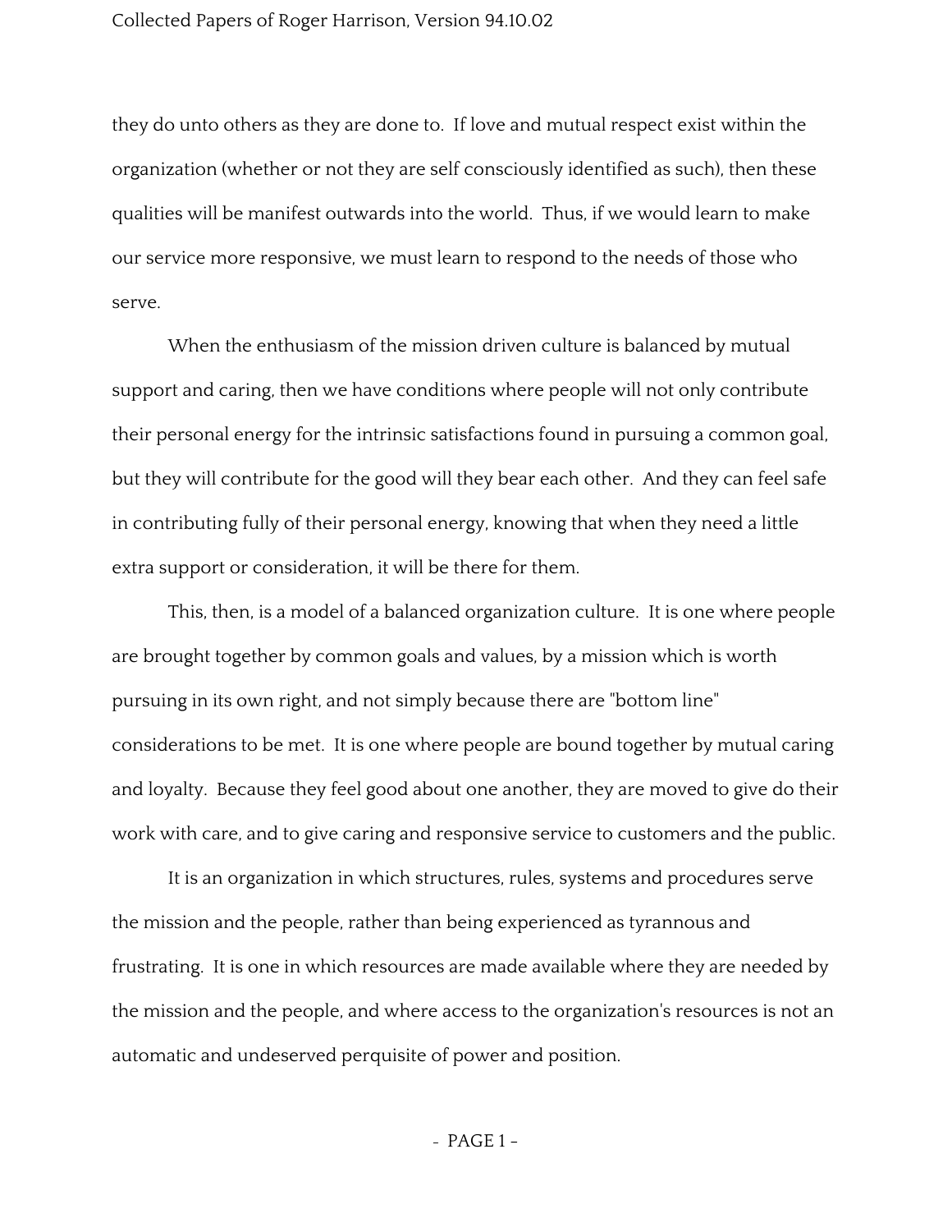they do unto others as they are done to. If love and mutual respect exist within the organization (whether or not they are self consciously identified as such), then these qualities will be manifest outwards into the world. Thus, if we would learn to make our service more responsive, we must learn to respond to the needs of those who serve.

When the enthusiasm of the mission driven culture is balanced by mutual support and caring, then we have conditions where people will not only contribute their personal energy for the intrinsic satisfactions found in pursuing a common goal, but they will contribute for the good will they bear each other. And they can feel safe in contributing fully of their personal energy, knowing that when they need a little extra support or consideration, it will be there for them.

This, then, is a model of a balanced organization culture. It is one where people are brought together by common goals and values, by a mission which is worth pursuing in its own right, and not simply because there are "bottom line" considerations to be met. It is one where people are bound together by mutual caring and loyalty. Because they feel good about one another, they are moved to give do their work with care, and to give caring and responsive service to customers and the public.

It is an organization in which structures, rules, systems and procedures serve the mission and the people, rather than being experienced as tyrannous and frustrating. It is one in which resources are made available where they are needed by the mission and the people, and where access to the organization's resources is not an automatic and undeserved perquisite of power and position.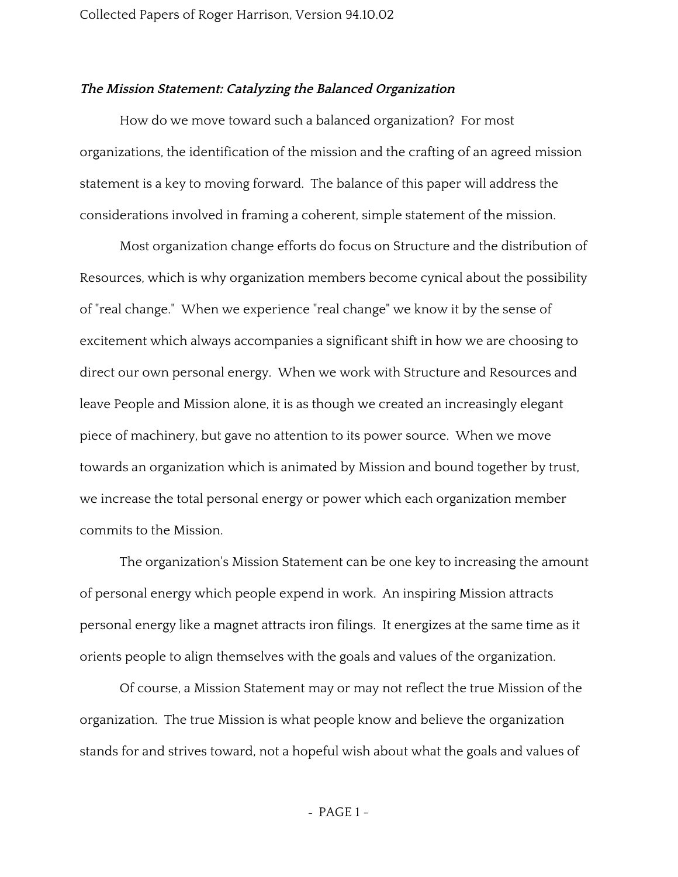### *The Mission Statement: Catalyzing the Balanced Organization*

How do we move toward such a balanced organization? For most organizations, the identification of the mission and the crafting of an agreed mission statement is a key to moving forward. The balance of this paper will address the considerations involved in framing a coherent, simple statement of the mission.

Most organization change efforts do focus on Structure and the distribution of Resources, which is why organization members become cynical about the possibility of "real change." When we experience "real change" we know it by the sense of excitement which always accompanies a significant shift in how we are choosing to direct our own personal energy. When we work with Structure and Resources and leave People and Mission alone, it is as though we created an increasingly elegant piece of machinery, but gave no attention to its power source. When we move towards an organization which is animated by Mission and bound together by trust, we increase the total personal energy or power which each organization member commits to the Mission.

The organization's Mission Statement can be one key to increasing the amount of personal energy which people expend in work. An inspiring Mission attracts personal energy like a magnet attracts iron filings. It energizes at the same time as it orients people to align themselves with the goals and values of the organization.

Of course, a Mission Statement may or may not reflect the true Mission of the organization. The true Mission is what people know and believe the organization stands for and strives toward, not a hopeful wish about what the goals and values of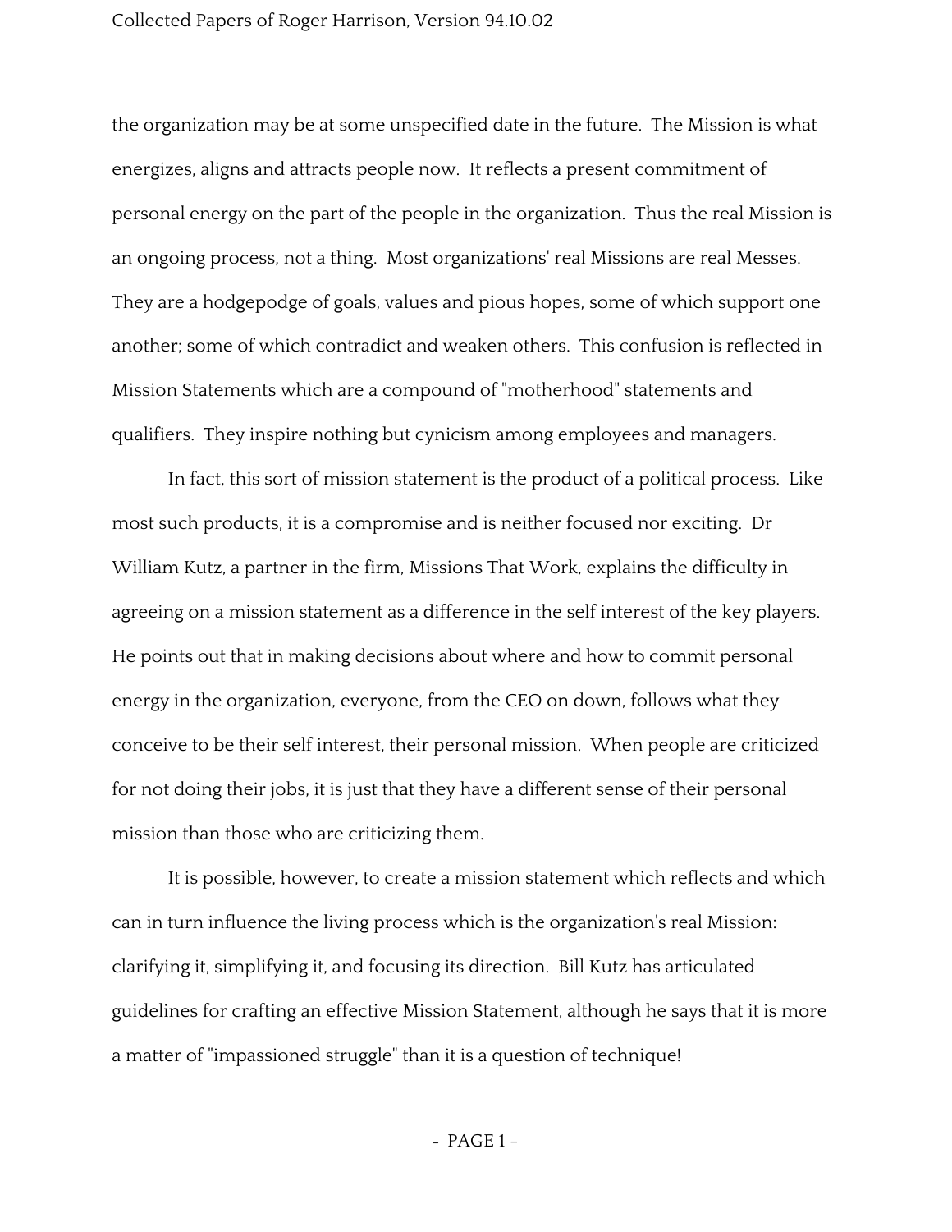the organization may be at some unspecified date in the future. The Mission is what energizes, aligns and attracts people now. It reflects a present commitment of personal energy on the part of the people in the organization. Thus the real Mission is an ongoing process, not a thing. Most organizations' real Missions are real Messes. They are a hodgepodge of goals, values and pious hopes, some of which support one another; some of which contradict and weaken others. This confusion is reflected in Mission Statements which are a compound of "motherhood" statements and qualifiers. They inspire nothing but cynicism among employees and managers.

In fact, this sort of mission statement is the product of a political process. Like most such products, it is a compromise and is neither focused nor exciting. Dr William Kutz, a partner in the firm, Missions That Work, explains the difficulty in agreeing on a mission statement as a difference in the self interest of the key players. He points out that in making decisions about where and how to commit personal energy in the organization, everyone, from the CEO on down, follows what they conceive to be their self interest, their personal mission. When people are criticized for not doing their jobs, it is just that they have a different sense of their personal mission than those who are criticizing them.

It is possible, however, to create a mission statement which reflects and which can in turn influence the living process which is the organization's real Mission: clarifying it, simplifying it, and focusing its direction. Bill Kutz has articulated guidelines for crafting an effective Mission Statement, although he says that it is more a matter of "impassioned struggle" than it is a question of technique!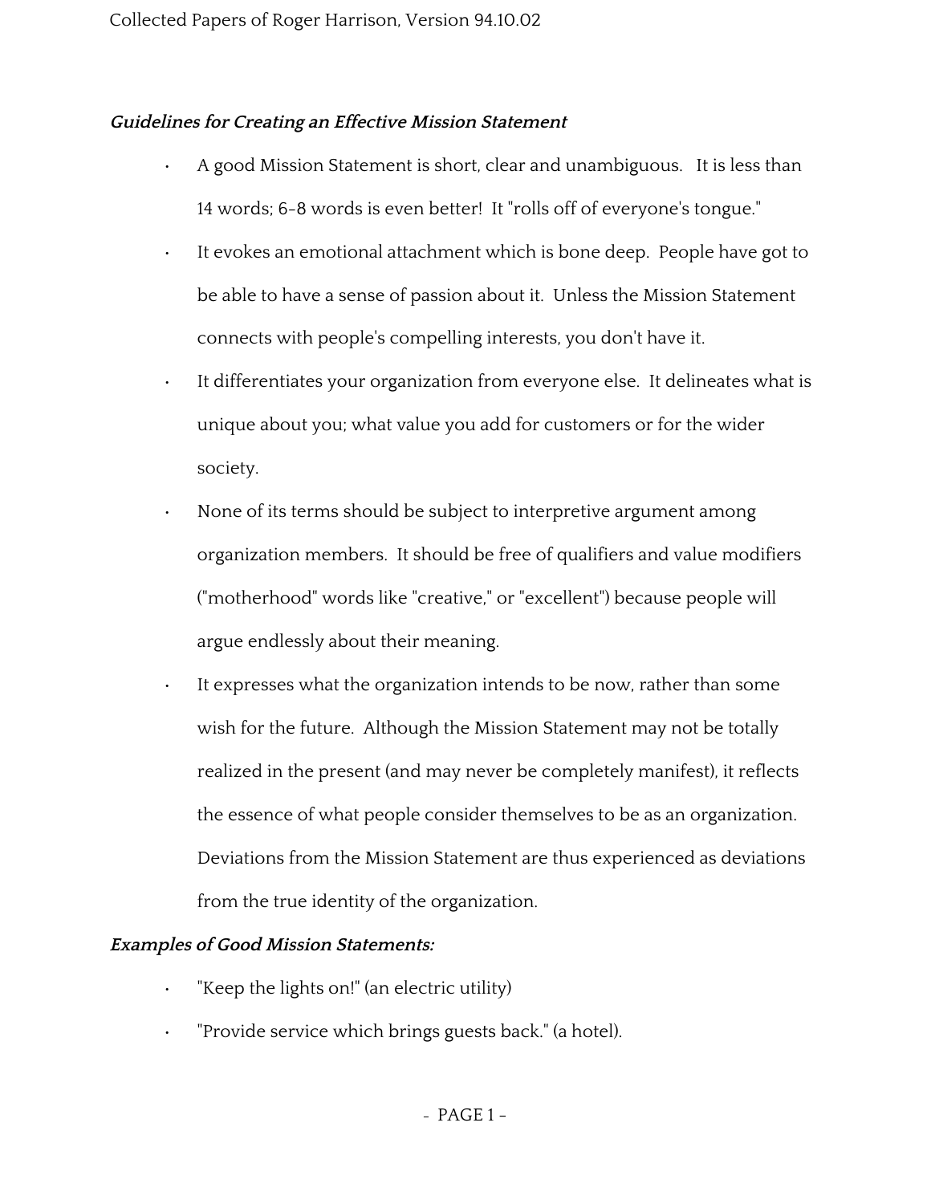***Guidelines for Creating an Effective Mission Statement***

- A good Mission Statement is short, clear and unambiguous. It is less than 14 words; 6-8 words is even better! It "rolls off of everyone's tongue."
- It evokes an emotional attachment which is bone deep. People have got to be able to have a sense of passion about it. Unless the Mission Statement connects with people's compelling interests, you don't have it.
- It differentiates your organization from everyone else. It delineates what is unique about you; what value you add for customers or for the wider society.
- None of its terms should be subject to interpretive argument among organization members. It should be free of qualifiers and value modifiers ("motherhood" words like "creative," or "excellent") because people will argue endlessly about their meaning.
- It expresses what the organization intends to be now, rather than some wish for the future. Although the Mission Statement may not be totally realized in the present (and may never be completely manifest), it reflects the essence of what people consider themselves to be as an organization. Deviations from the Mission Statement are thus experienced as deviations from the true identity of the organization.

***Examples of Good Mission Statements:***

- "Keep the lights on!" (an electric utility)
- "Provide service which brings guests back." (a hotel).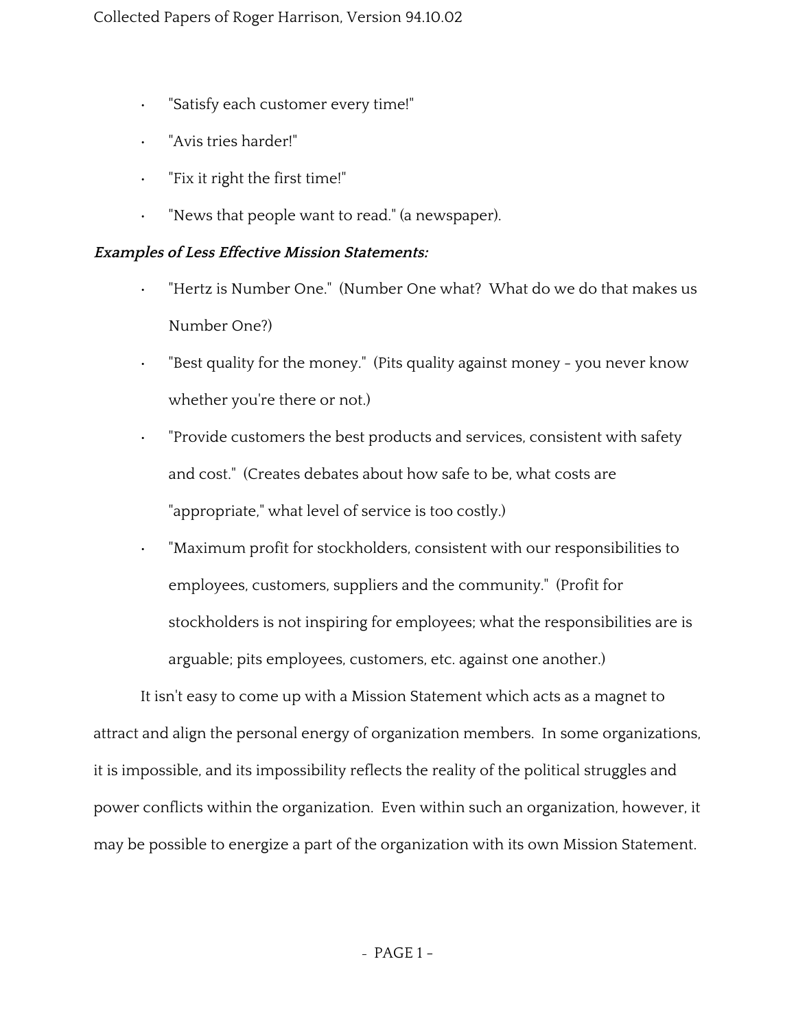- "Satisfy each customer every time!"
- "Avis tries harder!"
- "Fix it right the first time!"
- "News that people want to read." (a newspaper).

***Examples of Less Effective Mission Statements:***

- "Hertz is Number One." (Number One what? What do we do that makes us Number One?)
- "Best quality for the money." (Pits quality against money - you never know whether you're there or not.)
- "Provide customers the best products and services, consistent with safety and cost." (Creates debates about how safe to be, what costs are "appropriate," what level of service is too costly.)
- "Maximum profit for stockholders, consistent with our responsibilities to employees, customers, suppliers and the community." (Profit for stockholders is not inspiring for employees; what the responsibilities are is arguable; pits employees, customers, etc. against one another.)

It isn't easy to come up with a Mission Statement which acts as a magnet to attract and align the personal energy of organization members. In some organizations, it is impossible, and its impossibility reflects the reality of the political struggles and power conflicts within the organization. Even within such an organization, however, it may be possible to energize a part of the organization with its own Mission Statement.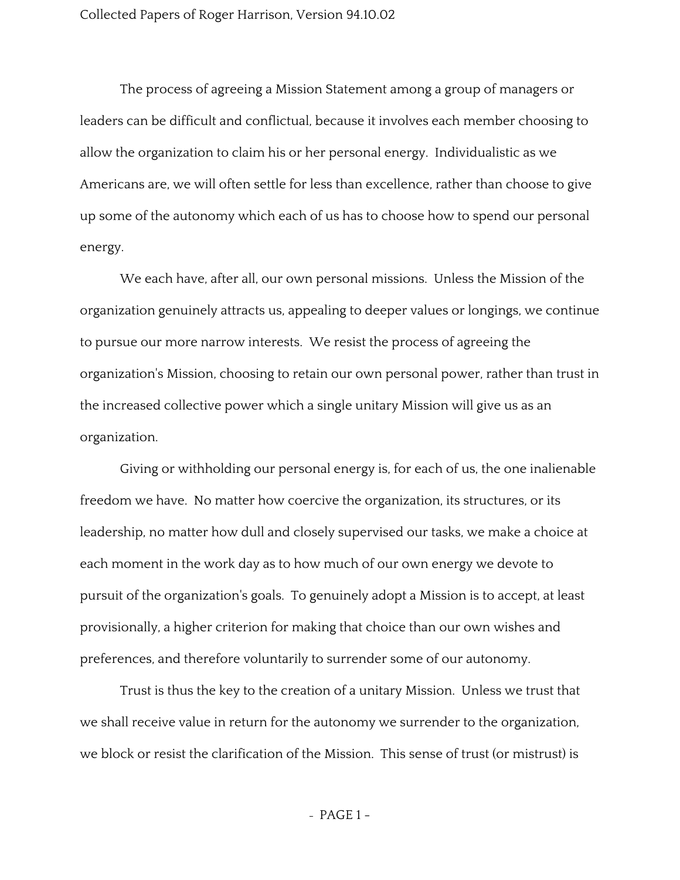The process of agreeing a Mission Statement among a group of managers or leaders can be difficult and conflictual, because it involves each member choosing to allow the organization to claim his or her personal energy. Individualistic as we Americans are, we will often settle for less than excellence, rather than choose to give up some of the autonomy which each of us has to choose how to spend our personal energy.

We each have, after all, our own personal missions. Unless the Mission of the organization genuinely attracts us, appealing to deeper values or longings, we continue to pursue our more narrow interests. We resist the process of agreeing the organization's Mission, choosing to retain our own personal power, rather than trust in the increased collective power which a single unitary Mission will give us as an organization.

Giving or withholding our personal energy is, for each of us, the one inalienable freedom we have. No matter how coercive the organization, its structures, or its leadership, no matter how dull and closely supervised our tasks, we make a choice at each moment in the work day as to how much of our own energy we devote to pursuit of the organization's goals. To genuinely adopt a Mission is to accept, at least provisionally, a higher criterion for making that choice than our own wishes and preferences, and therefore voluntarily to surrender some of our autonomy.

Trust is thus the key to the creation of a unitary Mission. Unless we trust that we shall receive value in return for the autonomy we surrender to the organization, we block or resist the clarification of the Mission. This sense of trust (or mistrust) is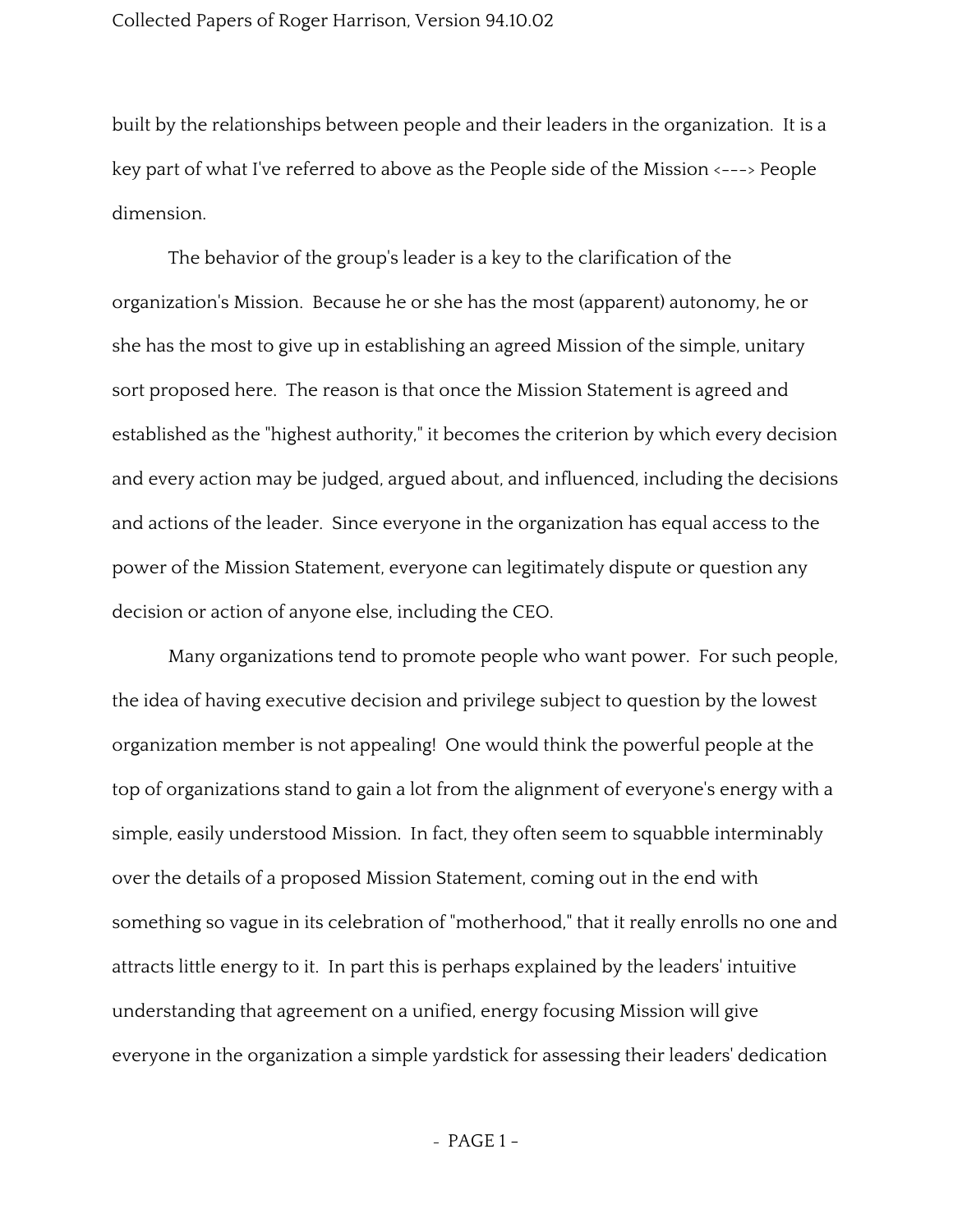built by the relationships between people and their leaders in the organization. It is a key part of what I've referred to above as the People side of the Mission <---> People dimension.

The behavior of the group's leader is a key to the clarification of the organization's Mission. Because he or she has the most (apparent) autonomy, he or she has the most to give up in establishing an agreed Mission of the simple, unitary sort proposed here. The reason is that once the Mission Statement is agreed and established as the "highest authority," it becomes the criterion by which every decision and every action may be judged, argued about, and influenced, including the decisions and actions of the leader. Since everyone in the organization has equal access to the power of the Mission Statement, everyone can legitimately dispute or question any decision or action of anyone else, including the CEO.

Many organizations tend to promote people who want power. For such people, the idea of having executive decision and privilege subject to question by the lowest organization member is not appealing! One would think the powerful people at the top of organizations stand to gain a lot from the alignment of everyone's energy with a simple, easily understood Mission. In fact, they often seem to squabble interminably over the details of a proposed Mission Statement, coming out in the end with something so vague in its celebration of "motherhood," that it really enrolls no one and attracts little energy to it. In part this is perhaps explained by the leaders' intuitive understanding that agreement on a unified, energy focusing Mission will give everyone in the organization a simple yardstick for assessing their leaders' dedication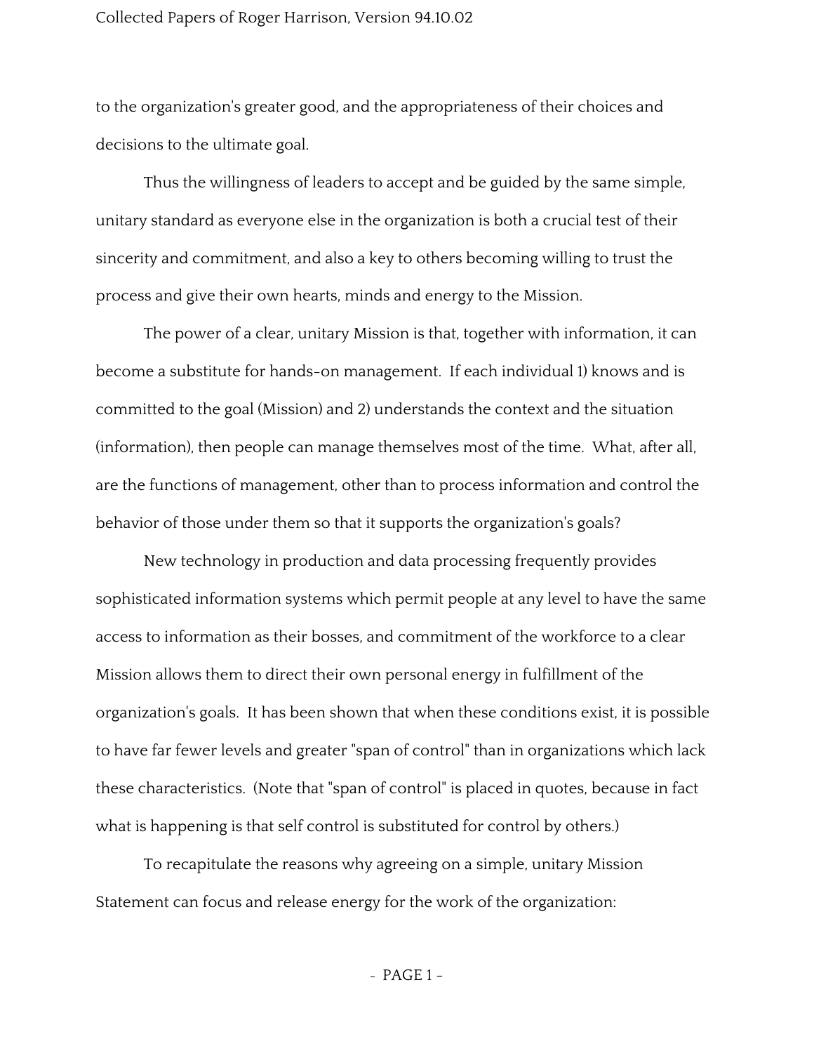to the organization's greater good, and the appropriateness of their choices and decisions to the ultimate goal.

Thus the willingness of leaders to accept and be guided by the same simple, unitary standard as everyone else in the organization is both a crucial test of their sincerity and commitment, and also a key to others becoming willing to trust the process and give their own hearts, minds and energy to the Mission.

The power of a clear, unitary Mission is that, together with information, it can become a substitute for hands-on management. If each individual 1) knows and is committed to the goal (Mission) and 2) understands the context and the situation (information), then people can manage themselves most of the time. What, after all, are the functions of management, other than to process information and control the behavior of those under them so that it supports the organization's goals?

New technology in production and data processing frequently provides sophisticated information systems which permit people at any level to have the same access to information as their bosses, and commitment of the workforce to a clear Mission allows them to direct their own personal energy in fulfillment of the organization's goals. It has been shown that when these conditions exist, it is possible to have far fewer levels and greater "span of control" than in organizations which lack these characteristics. (Note that "span of control" is placed in quotes, because in fact what is happening is that self control is substituted for control by others.)

To recapitulate the reasons why agreeing on a simple, unitary Mission Statement can focus and release energy for the work of the organization: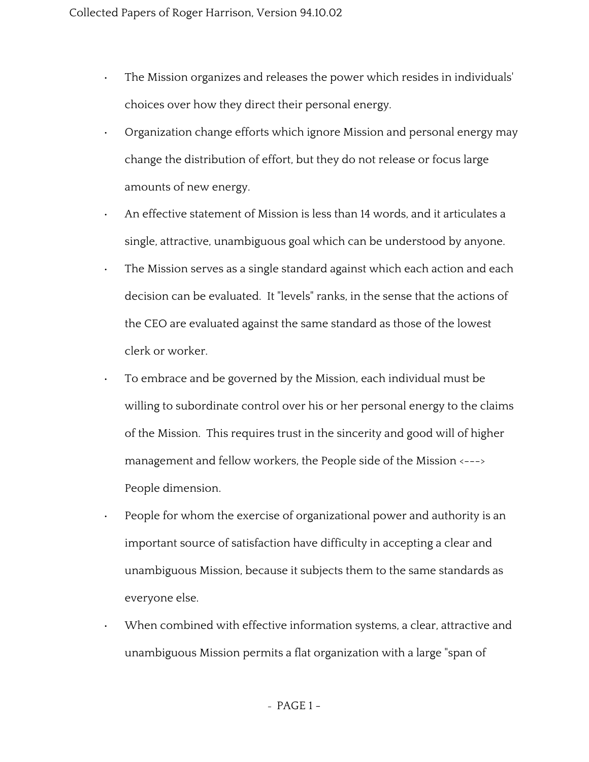- The Mission organizes and releases the power which resides in individuals' choices over how they direct their personal energy.
- Organization change efforts which ignore Mission and personal energy may change the distribution of effort, but they do not release or focus large amounts of new energy.
- An effective statement of Mission is less than 14 words, and it articulates a single, attractive, unambiguous goal which can be understood by anyone.
- The Mission serves as a single standard against which each action and each decision can be evaluated. It "levels" ranks, in the sense that the actions of the CEO are evaluated against the same standard as those of the lowest clerk or worker.
- To embrace and be governed by the Mission, each individual must be willing to subordinate control over his or her personal energy to the claims of the Mission. This requires trust in the sincerity and good will of higher management and fellow workers, the People side of the Mission <---> People dimension.
- People for whom the exercise of organizational power and authority is an important source of satisfaction have difficulty in accepting a clear and unambiguous Mission, because it subjects them to the same standards as everyone else.
- When combined with effective information systems, a clear, attractive and unambiguous Mission permits a flat organization with a large "span of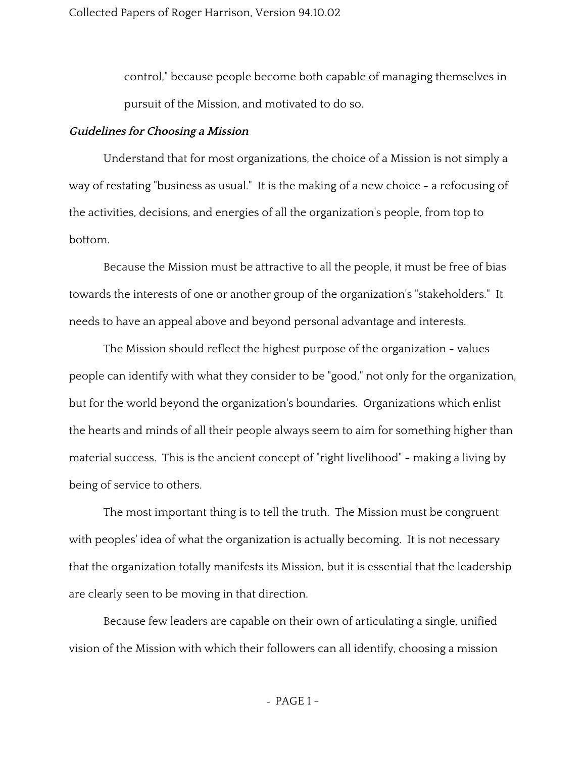control," because people become both capable of managing themselves in pursuit of the Mission, and motivated to do so.

***Guidelines for Choosing a Mission***

Understand that for most organizations, the choice of a Mission is not simply a way of restating "business as usual." It is the making of a new choice - a refocusing of the activities, decisions, and energies of all the organization's people, from top to bottom.

Because the Mission must be attractive to all the people, it must be free of bias towards the interests of one or another group of the organization's "stakeholders." It needs to have an appeal above and beyond personal advantage and interests.

The Mission should reflect the highest purpose of the organization - values people can identify with what they consider to be "good," not only for the organization, but for the world beyond the organization's boundaries. Organizations which enlist the hearts and minds of all their people always seem to aim for something higher than material success. This is the ancient concept of "right livelihood" - making a living by being of service to others.

The most important thing is to tell the truth. The Mission must be congruent with peoples' idea of what the organization is actually becoming. It is not necessary that the organization totally manifests its Mission, but it is essential that the leadership are clearly seen to be moving in that direction.

Because few leaders are capable on their own of articulating a single, unified vision of the Mission with which their followers can all identify, choosing a mission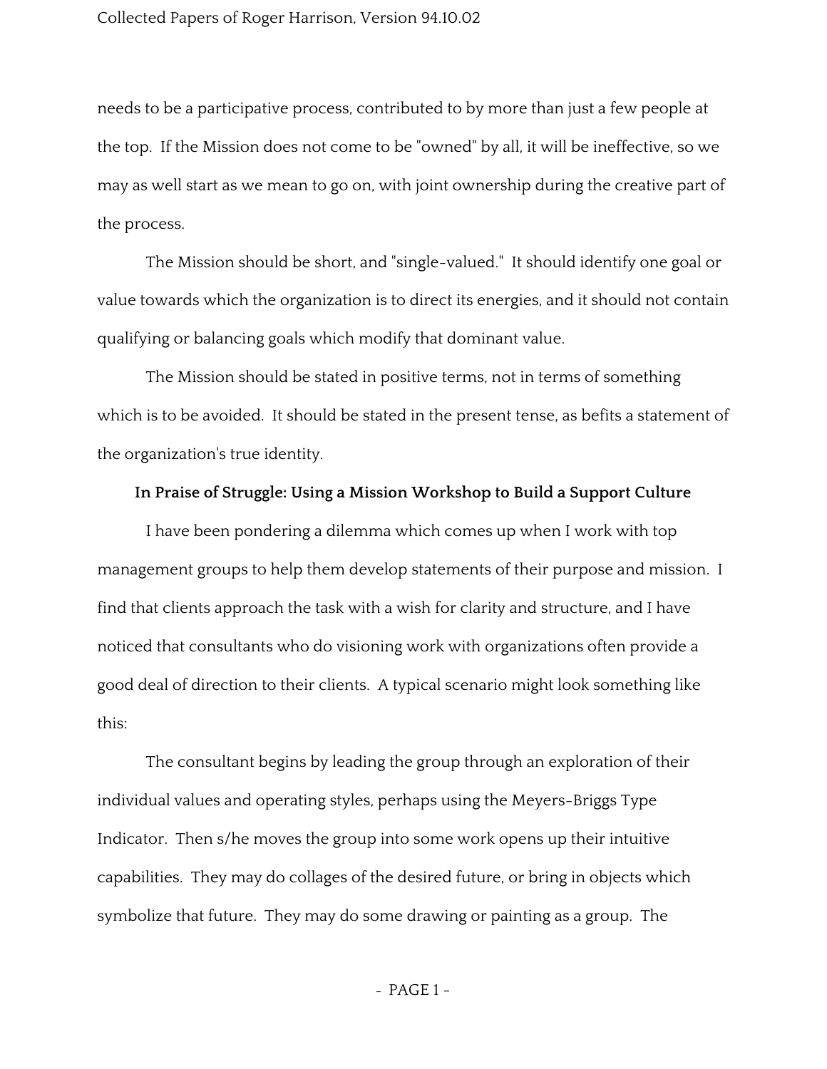needs to be a participative process, contributed to by more than just a few people at the top. If the Mission does not come to be "owned" by all, it will be ineffective, so we may as well start as we mean to go on, with joint ownership during the creative part of the process.

The Mission should be short, and "single-valued." It should identify one goal or value towards which the organization is to direct its energies, and it should not contain qualifying or balancing goals which modify that dominant value.

The Mission should be stated in positive terms, not in terms of something which is to be avoided. It should be stated in the present tense, as befits a statement of the organization's true identity.

### In Praise of Struggle: Using a Mission Workshop to Build a Support Culture

I have been pondering a dilemma which comes up when I work with top management groups to help them develop statements of their purpose and mission. I find that clients approach the task with a wish for clarity and structure, and I have noticed that consultants who do visioning work with organizations often provide a good deal of direction to their clients. A typical scenario might look something like this:

The consultant begins by leading the group through an exploration of their individual values and operating styles, perhaps using the Meyers-Briggs Type Indicator. Then s/he moves the group into some work opens up their intuitive capabilities. They may do collages of the desired future, or bring in objects which symbolize that future. They may do some drawing or painting as a group. The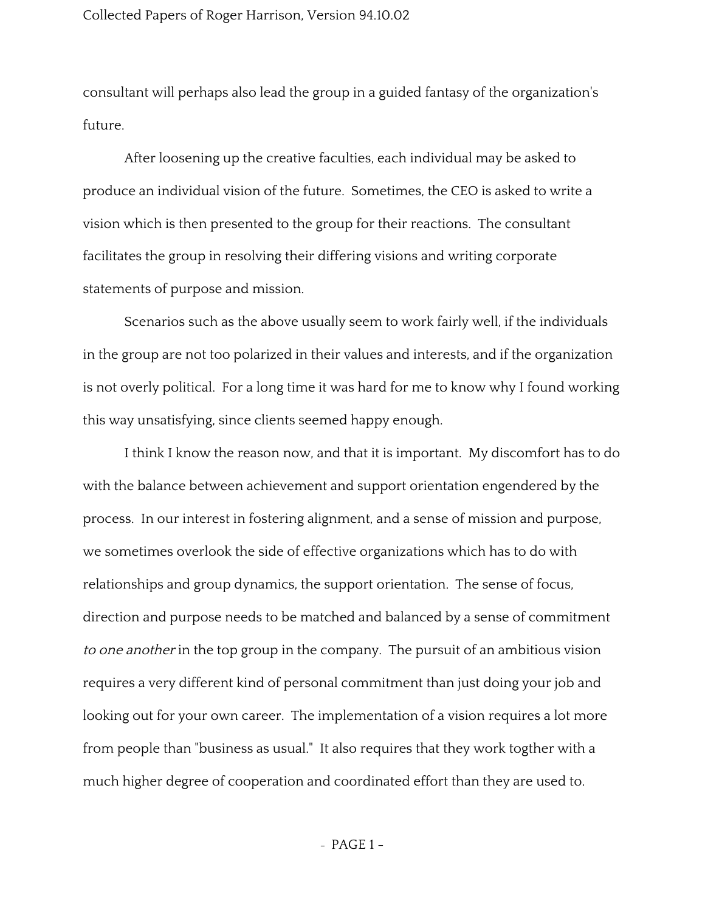consultant will perhaps also lead the group in a guided fantasy of the organization's future.

After loosening up the creative faculties, each individual may be asked to produce an individual vision of the future. Sometimes, the CEO is asked to write a vision which is then presented to the group for their reactions. The consultant facilitates the group in resolving their differing visions and writing corporate statements of purpose and mission.

Scenarios such as the above usually seem to work fairly well, if the individuals in the group are not too polarized in their values and interests, and if the organization is not overly political. For a long time it was hard for me to know why I found working this way unsatisfying, since clients seemed happy enough.

I think I know the reason now, and that it is important. My discomfort has to do with the balance between achievement and support orientation engendered by the process. In our interest in fostering alignment, and a sense of mission and purpose, we sometimes overlook the side of effective organizations which has to do with relationships and group dynamics, the support orientation. The sense of focus, direction and purpose needs to be matched and balanced by a sense of commitment *to one another* in the top group in the company. The pursuit of an ambitious vision requires a very different kind of personal commitment than just doing your job and looking out for your own career. The implementation of a vision requires a lot more from people than "business as usual." It also requires that they work togther with a much higher degree of cooperation and coordinated effort than they are used to.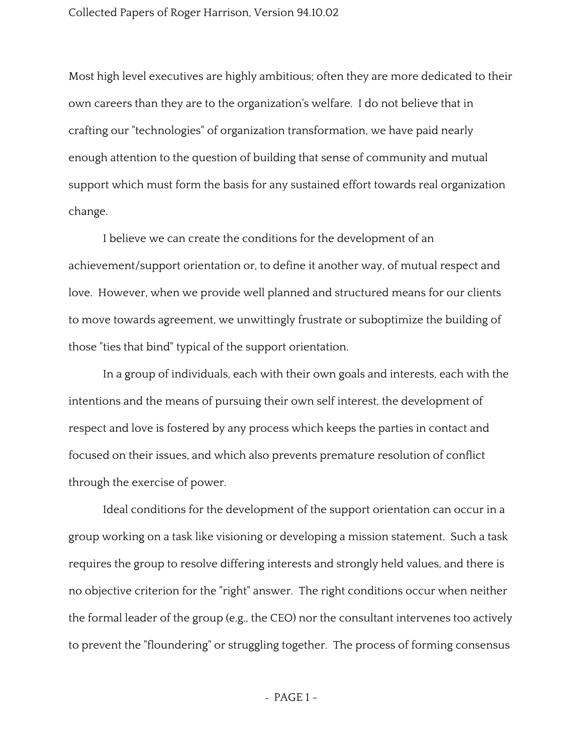Most high level executives are highly ambitious; often they are more dedicated to their own careers than they are to the organization's welfare. I do not believe that in crafting our "technologies" of organization transformation, we have paid nearly enough attention to the question of building that sense of community and mutual support which must form the basis for any sustained effort towards real organization change.

I believe we can create the conditions for the development of an achievement/support orientation or, to define it another way, of mutual respect and love. However, when we provide well planned and structured means for our clients to move towards agreement, we unwittingly frustrate or suboptimize the building of those "ties that bind" typical of the support orientation.

In a group of individuals, each with their own goals and interests, each with the intentions and the means of pursuing their own self interest, the development of respect and love is fostered by any process which keeps the parties in contact and focused on their issues, and which also prevents premature resolution of conflict through the exercise of power.

Ideal conditions for the development of the support orientation can occur in a group working on a task like visioning or developing a mission statement. Such a task requires the group to resolve differing interests and strongly held values, and there is no objective criterion for the "right" answer. The right conditions occur when neither the formal leader of the group (e.g., the CEO) nor the consultant intervenes too actively to prevent the "floundering" or struggling together. The process of forming consensus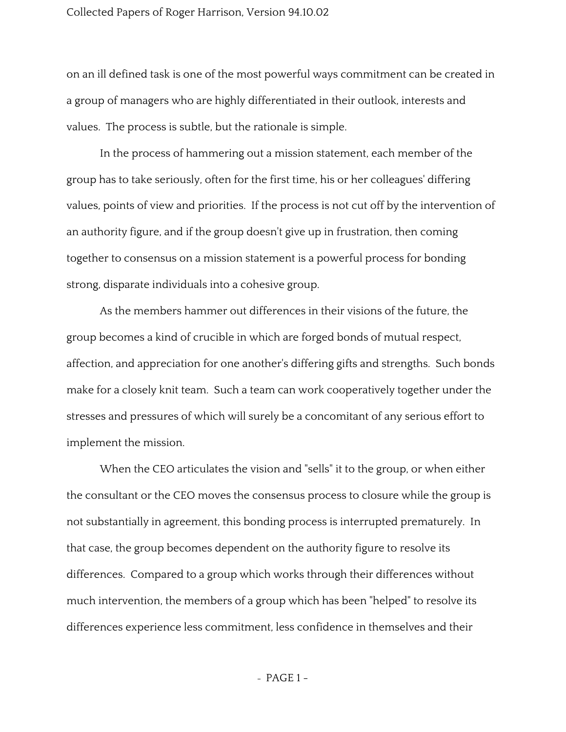on an ill defined task is one of the most powerful ways commitment can be created in a group of managers who are highly differentiated in their outlook, interests and values. The process is subtle, but the rationale is simple.

In the process of hammering out a mission statement, each member of the group has to take seriously, often for the first time, his or her colleagues' differing values, points of view and priorities. If the process is not cut off by the intervention of an authority figure, and if the group doesn't give up in frustration, then coming together to consensus on a mission statement is a powerful process for bonding strong, disparate individuals into a cohesive group.

As the members hammer out differences in their visions of the future, the group becomes a kind of crucible in which are forged bonds of mutual respect, affection, and appreciation for one another's differing gifts and strengths. Such bonds make for a closely knit team. Such a team can work cooperatively together under the stresses and pressures of which will surely be a concomitant of any serious effort to implement the mission.

When the CEO articulates the vision and "sells" it to the group, or when either the consultant or the CEO moves the consensus process to closure while the group is not substantially in agreement, this bonding process is interrupted prematurely. In that case, the group becomes dependent on the authority figure to resolve its differences. Compared to a group which works through their differences without much intervention, the members of a group which has been "helped" to resolve its differences experience less commitment, less confidence in themselves and their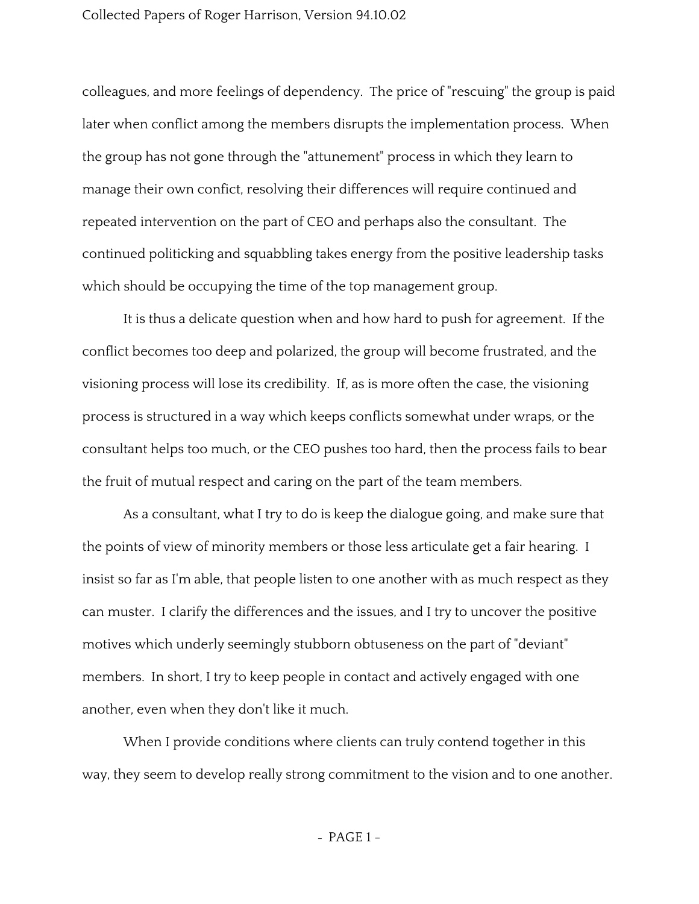colleagues, and more feelings of dependency. The price of "rescuing" the group is paid later when conflict among the members disrupts the implementation process. When the group has not gone through the "attunement" process in which they learn to manage their own confict, resolving their differences will require continued and repeated intervention on the part of CEO and perhaps also the consultant. The continued politicking and squabbling takes energy from the positive leadership tasks which should be occupying the time of the top management group.

It is thus a delicate question when and how hard to push for agreement. If the conflict becomes too deep and polarized, the group will become frustrated, and the visioning process will lose its credibility. If, as is more often the case, the visioning process is structured in a way which keeps conflicts somewhat under wraps, or the consultant helps too much, or the CEO pushes too hard, then the process fails to bear the fruit of mutual respect and caring on the part of the team members.

As a consultant, what I try to do is keep the dialogue going, and make sure that the points of view of minority members or those less articulate get a fair hearing. I insist so far as I'm able, that people listen to one another with as much respect as they can muster. I clarify the differences and the issues, and I try to uncover the positive motives which underly seemingly stubborn obtuseness on the part of "deviant" members. In short, I try to keep people in contact and actively engaged with one another, even when they don't like it much.

When I provide conditions where clients can truly contend together in this way, they seem to develop really strong commitment to the vision and to one another.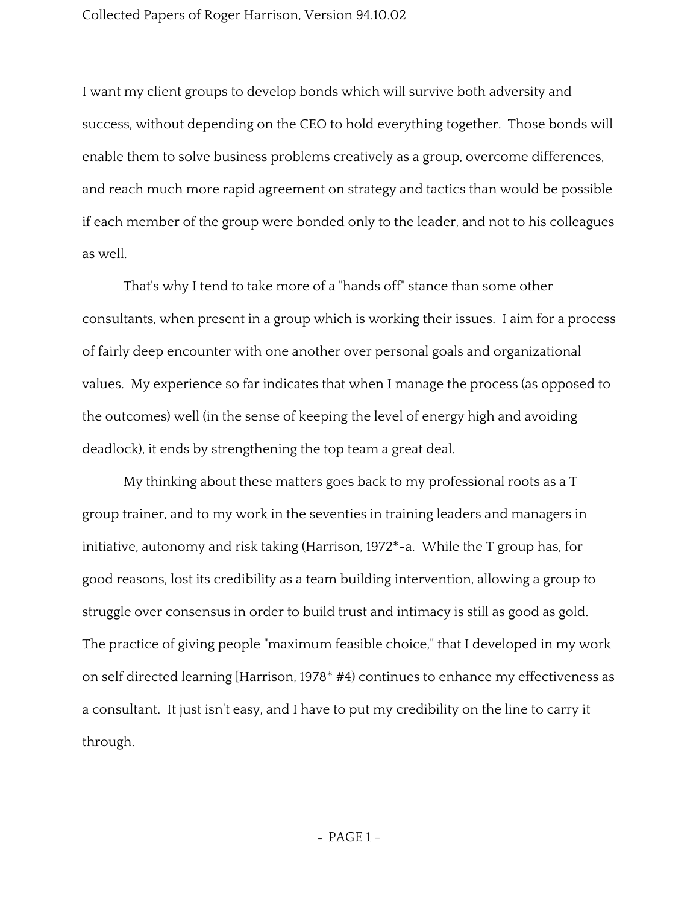I want my client groups to develop bonds which will survive both adversity and success, without depending on the CEO to hold everything together. Those bonds will enable them to solve business problems creatively as a group, overcome differences, and reach much more rapid agreement on strategy and tactics than would be possible if each member of the group were bonded only to the leader, and not to his colleagues as well.

That's why I tend to take more of a "hands off" stance than some other consultants, when present in a group which is working their issues. I aim for a process of fairly deep encounter with one another over personal goals and organizational values. My experience so far indicates that when I manage the process (as opposed to the outcomes) well (in the sense of keeping the level of energy high and avoiding deadlock), it ends by strengthening the top team a great deal.

My thinking about these matters goes back to my professional roots as a T group trainer, and to my work in the seventies in training leaders and managers in initiative, autonomy and risk taking (Harrison, 1972*-a. While the T group has, for good reasons, lost its credibility as a team building intervention, allowing a group to struggle over consensus in order to build trust and intimacy is still as good as gold. The practice of giving people "maximum feasible choice," that I developed in my work on self directed learning [Harrison, 1978* #4) continues to enhance my effectiveness as a consultant. It just isn't easy, and I have to put my credibility on the line to carry it through.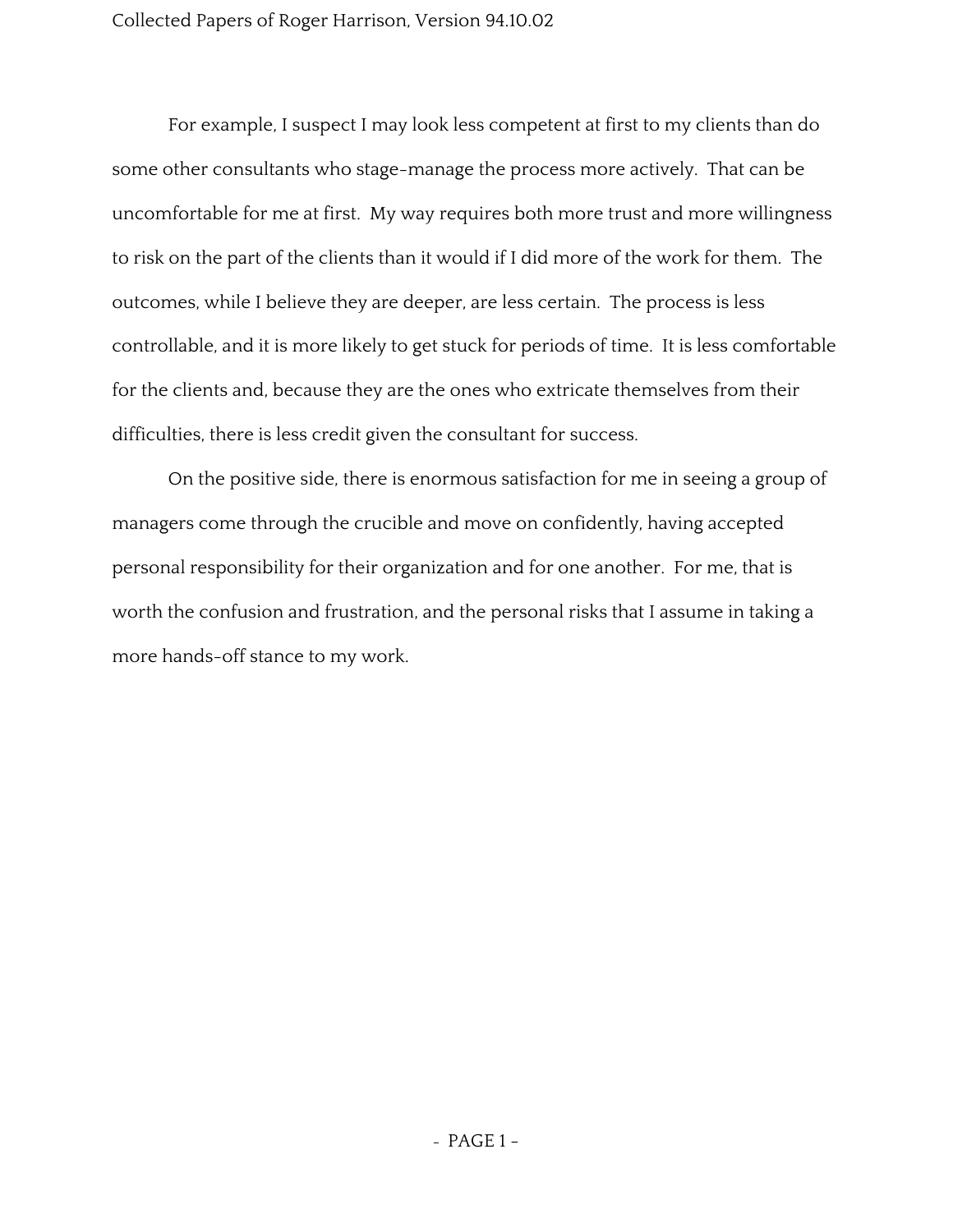For example, I suspect I may look less competent at first to my clients than do some other consultants who stage-manage the process more actively. That can be uncomfortable for me at first. My way requires both more trust and more willingness to risk on the part of the clients than it would if I did more of the work for them. The outcomes, while I believe they are deeper, are less certain. The process is less controllable, and it is more likely to get stuck for periods of time. It is less comfortable for the clients and, because they are the ones who extricate themselves from their difficulties, there is less credit given the consultant for success.

On the positive side, there is enormous satisfaction for me in seeing a group of managers come through the crucible and move on confidently, having accepted personal responsibility for their organization and for one another. For me, that is worth the confusion and frustration, and the personal risks that I assume in taking a more hands-off stance to my work.